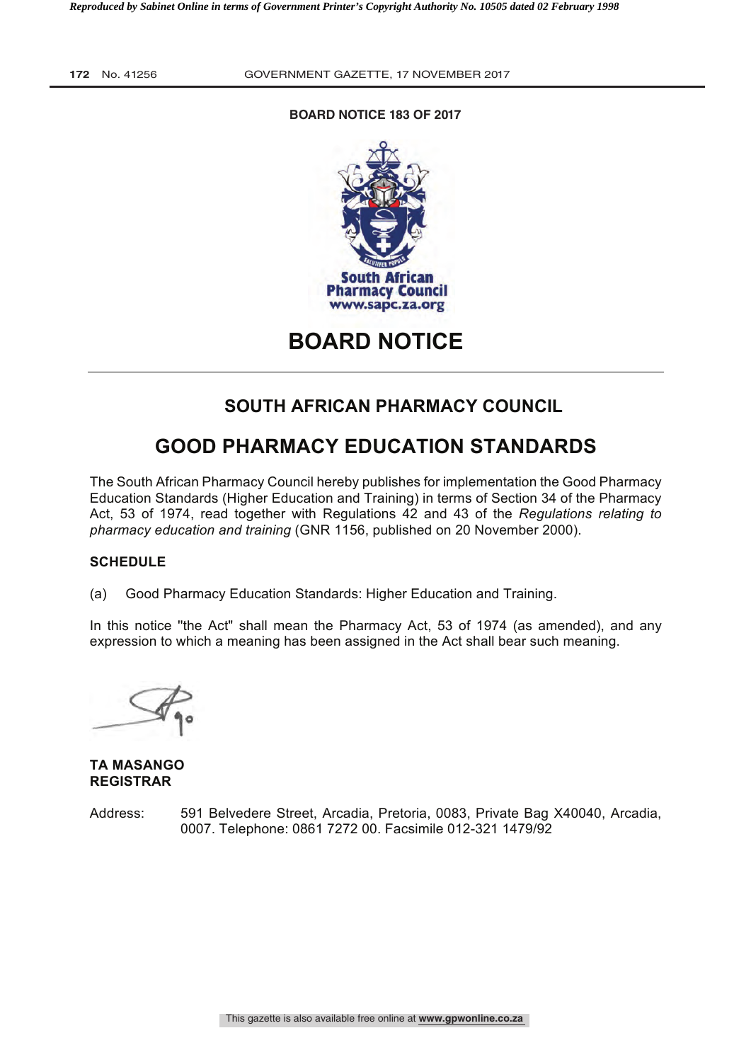**BOARD NOTICE 183 OF 2017**

South African Pharmacy Council
www.sapc.za.org

# BOARD NOTICE

## SOUTH AFRICAN PHARMACY COUNCIL

## GOOD PHARMACY EDUCATION STANDARDS

The South African Pharmacy Council hereby publishes for implementation the Good Pharmacy Education Standards (Higher Education and Training) in terms of Section 34 of the Pharmacy Act, 53 of 1974, read together with Regulations 42 and 43 of the *Regulations relating to pharmacy education and training* (GNR 1156, published on 20 November 2000).

**SCHEDULE**

(a) Good Pharmacy Education Standards: Higher Education and Training.

In this notice "the Act" shall mean the Pharmacy Act, 53 of 1974 (as amended), and any expression to which a meaning has been assigned in the Act shall bear such meaning.

**TA MASANGO**
**REGISTRAR**

Address: 591 Belvedere Street, Arcadia, Pretoria, 0083, Private Bag X40040, Arcadia, 0007. Telephone: 0861 7272 00. Facsimile 012-321 1479/92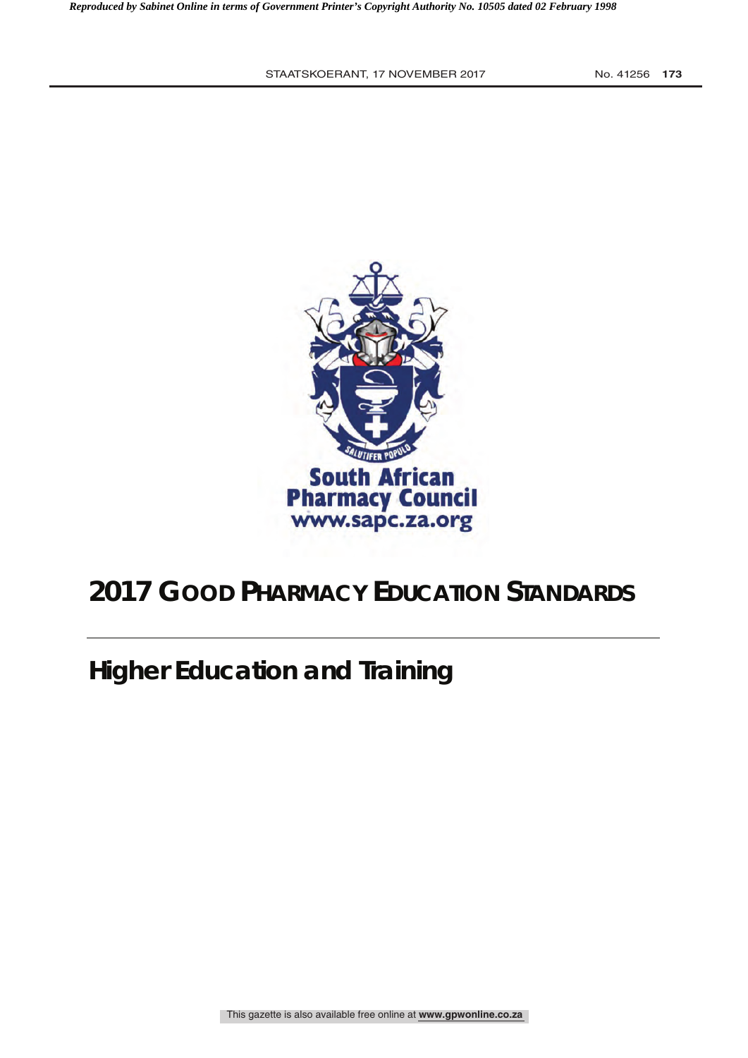South African Pharmacy Council

www.sapc.za.org

# 2017 Good Pharmacy Education Standards

## Higher Education and Training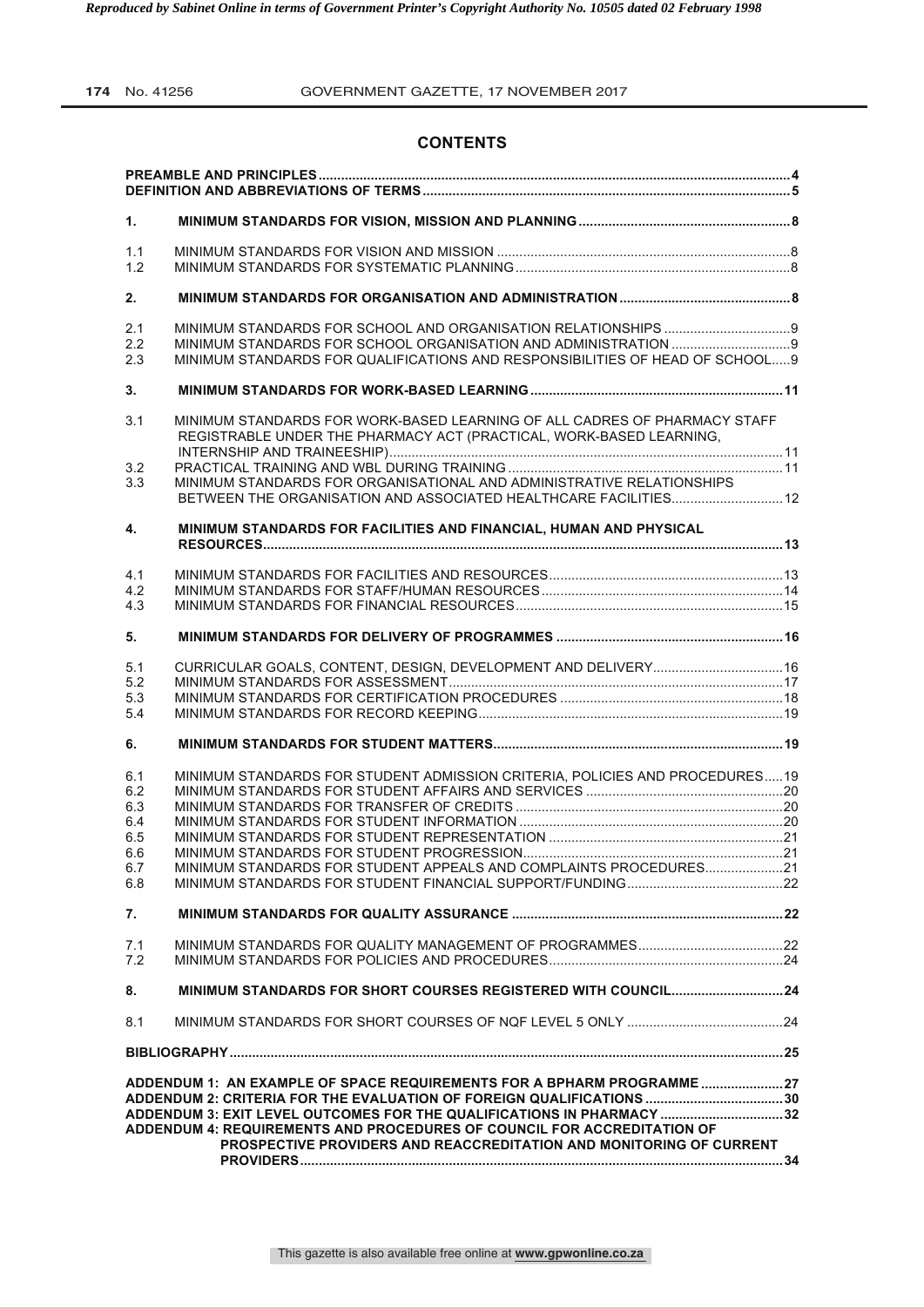# CONTENTS

| | | |
|---|---|---|
| **PREAMBLE AND PRINCIPLES** | | **4** |
| **DEFINITION AND ABBREVIATIONS OF TERMS** | | **5** |
| **1.** | **MINIMUM STANDARDS FOR VISION, MISSION AND PLANNING** | **8** |
| 1.1 | MINIMUM STANDARDS FOR VISION AND MISSION | 8 |
| 1.2 | MINIMUM STANDARDS FOR SYSTEMATIC PLANNING | 8 |
| **2.** | **MINIMUM STANDARDS FOR ORGANISATION AND ADMINISTRATION** | **8** |
| 2.1 | MINIMUM STANDARDS FOR SCHOOL AND ORGANISATION RELATIONSHIPS | 9 |
| 2.2 | MINIMUM STANDARDS FOR SCHOOL ORGANISATION AND ADMINISTRATION | 9 |
| 2.3 | MINIMUM STANDARDS FOR QUALIFICATIONS AND RESPONSIBILITIES OF HEAD OF SCHOOL | 9 |
| **3.** | **MINIMUM STANDARDS FOR WORK-BASED LEARNING** | **11** |
| 3.1 | MINIMUM STANDARDS FOR WORK-BASED LEARNING OF ALL CADRES OF PHARMACY STAFF REGISTRABLE UNDER THE PHARMACY ACT (PRACTICAL, WORK-BASED LEARNING, INTERNSHIP AND TRAINEESHIP) | 11 |
| 3.2 | PRACTICAL TRAINING AND WBL DURING TRAINING | 11 |
| 3.3 | MINIMUM STANDARDS FOR ORGANISATIONAL AND ADMINISTRATIVE RELATIONSHIPS BETWEEN THE ORGANISATION AND ASSOCIATED HEALTHCARE FACILITIES | 12 |
| **4.** | **MINIMUM STANDARDS FOR FACILITIES AND FINANCIAL, HUMAN AND PHYSICAL RESOURCES** | **13** |
| 4.1 | MINIMUM STANDARDS FOR FACILITIES AND RESOURCES | 13 |
| 4.2 | MINIMUM STANDARDS FOR STAFF/HUMAN RESOURCES | 14 |
| 4.3 | MINIMUM STANDARDS FOR FINANCIAL RESOURCES | 15 |
| **5.** | **MINIMUM STANDARDS FOR DELIVERY OF PROGRAMMES** | **16** |
| 5.1 | CURRICULAR GOALS, CONTENT, DESIGN, DEVELOPMENT AND DELIVERY | 16 |
| 5.2 | MINIMUM STANDARDS FOR ASSESSMENT | 17 |
| 5.3 | MINIMUM STANDARDS FOR CERTIFICATION PROCEDURES | 18 |
| 5.4 | MINIMUM STANDARDS FOR RECORD KEEPING | 19 |
| **6.** | **MINIMUM STANDARDS FOR STUDENT MATTERS** | **19** |
| 6.1 | MINIMUM STANDARDS FOR STUDENT ADMISSION CRITERIA, POLICIES AND PROCEDURES | 19 |
| 6.2 | MINIMUM STANDARDS FOR STUDENT AFFAIRS AND SERVICES | 20 |
| 6.3 | MINIMUM STANDARDS FOR TRANSFER OF CREDITS | 20 |
| 6.4 | MINIMUM STANDARDS FOR STUDENT INFORMATION | 20 |
| 6.5 | MINIMUM STANDARDS FOR STUDENT REPRESENTATION | 21 |
| 6.6 | MINIMUM STANDARDS FOR STUDENT PROGRESSION | 21 |
| 6.7 | MINIMUM STANDARDS FOR STUDENT APPEALS AND COMPLAINTS PROCEDURES | 21 |
| 6.8 | MINIMUM STANDARDS FOR STUDENT FINANCIAL SUPPORT/FUNDING | 22 |
| **7.** | **MINIMUM STANDARDS FOR QUALITY ASSURANCE** | **22** |
| 7.1 | MINIMUM STANDARDS FOR QUALITY MANAGEMENT OF PROGRAMMES | 22 |
| 7.2 | MINIMUM STANDARDS FOR POLICIES AND PROCEDURES | 24 |
| **8.** | **MINIMUM STANDARDS FOR SHORT COURSES REGISTERED WITH COUNCIL** | **24** |
| 8.1 | MINIMUM STANDARDS FOR SHORT COURSES OF NQF LEVEL 5 ONLY | 24 |
| **BIBLIOGRAPHY** | | **25** |
| **ADDENDUM 1: AN EXAMPLE OF SPACE REQUIREMENTS FOR A BPHARM PROGRAMME** | | **27** |
| **ADDENDUM 2: CRITERIA FOR THE EVALUATION OF FOREIGN QUALIFICATIONS** | | **30** |
| **ADDENDUM 3: EXIT LEVEL OUTCOMES FOR THE QUALIFICATIONS IN PHARMACY** | | **32** |
| **ADDENDUM 4: REQUIREMENTS AND PROCEDURES OF COUNCIL FOR ACCREDITATION OF PROSPECTIVE PROVIDERS AND REACCREDITATION AND MONITORING OF CURRENT PROVIDERS** | | **34** |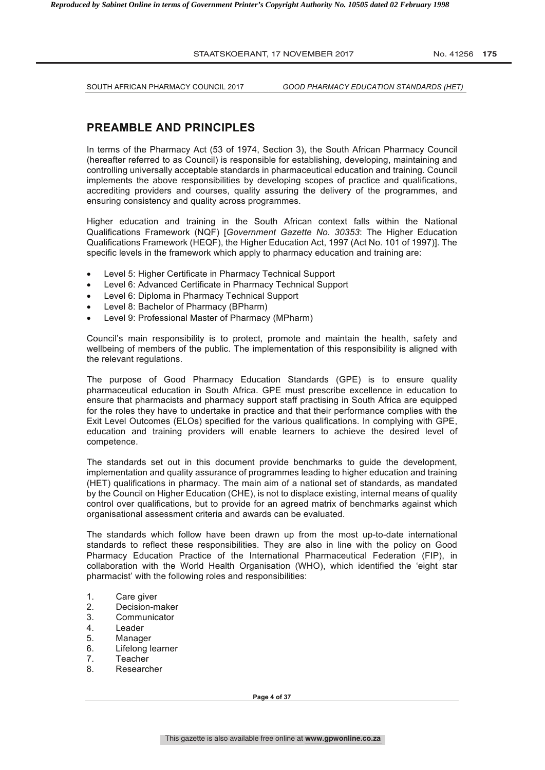## PREAMBLE AND PRINCIPLES

In terms of the Pharmacy Act (53 of 1974, Section 3), the South African Pharmacy Council (hereafter referred to as Council) is responsible for establishing, developing, maintaining and controlling universally acceptable standards in pharmaceutical education and training. Council implements the above responsibilities by developing scopes of practice and qualifications, accrediting providers and courses, quality assuring the delivery of the programmes, and ensuring consistency and quality across programmes.

Higher education and training in the South African context falls within the National Qualifications Framework (NQF) [*Government Gazette No. 30353*: The Higher Education Qualifications Framework (HEQF), the Higher Education Act, 1997 (Act No. 101 of 1997)]. The specific levels in the framework which apply to pharmacy education and training are:

- Level 5: Higher Certificate in Pharmacy Technical Support
- Level 6: Advanced Certificate in Pharmacy Technical Support
- Level 6: Diploma in Pharmacy Technical Support
- Level 8: Bachelor of Pharmacy (BPharm)
- Level 9: Professional Master of Pharmacy (MPharm)

Council's main responsibility is to protect, promote and maintain the health, safety and wellbeing of members of the public. The implementation of this responsibility is aligned with the relevant regulations.

The purpose of Good Pharmacy Education Standards (GPE) is to ensure quality pharmaceutical education in South Africa. GPE must prescribe excellence in education to ensure that pharmacists and pharmacy support staff practising in South Africa are equipped for the roles they have to undertake in practice and that their performance complies with the Exit Level Outcomes (ELOs) specified for the various qualifications. In complying with GPE, education and training providers will enable learners to achieve the desired level of competence.

The standards set out in this document provide benchmarks to guide the development, implementation and quality assurance of programmes leading to higher education and training (HET) qualifications in pharmacy. The main aim of a national set of standards, as mandated by the Council on Higher Education (CHE), is not to displace existing, internal means of quality control over qualifications, but to provide for an agreed matrix of benchmarks against which organisational assessment criteria and awards can be evaluated.

The standards which follow have been drawn up from the most up-to-date international standards to reflect these responsibilities. They are also in line with the policy on Good Pharmacy Education Practice of the International Pharmaceutical Federation (FIP), in collaboration with the World Health Organisation (WHO), which identified the 'eight star pharmacist' with the following roles and responsibilities:

1. Care giver
2. Decision-maker
3. Communicator
4. Leader
5. Manager
6. Lifelong learner
7. Teacher
8. Researcher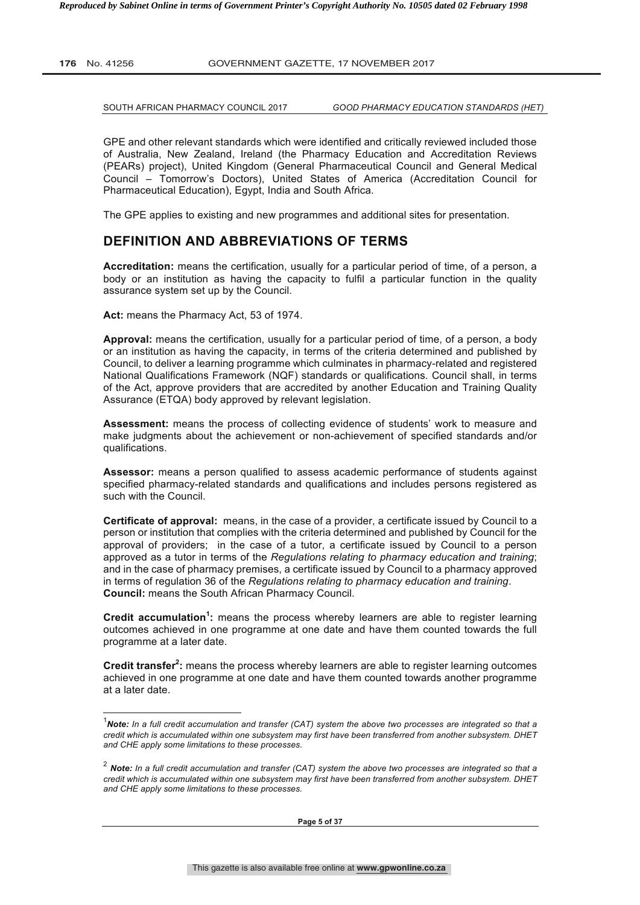GPE and other relevant standards which were identified and critically reviewed included those of Australia, New Zealand, Ireland (the Pharmacy Education and Accreditation Reviews (PEARs) project), United Kingdom (General Pharmaceutical Council and General Medical Council – Tomorrow's Doctors), United States of America (Accreditation Council for Pharmaceutical Education), Egypt, India and South Africa.

The GPE applies to existing and new programmes and additional sites for presentation.

## DEFINITION AND ABBREVIATIONS OF TERMS

**Accreditation:** means the certification, usually for a particular period of time, of a person, a body or an institution as having the capacity to fulfil a particular function in the quality assurance system set up by the Council.

**Act:** means the Pharmacy Act, 53 of 1974.

**Approval:** means the certification, usually for a particular period of time, of a person, a body or an institution as having the capacity, in terms of the criteria determined and published by Council, to deliver a learning programme which culminates in pharmacy-related and registered National Qualifications Framework (NQF) standards or qualifications. Council shall, in terms of the Act, approve providers that are accredited by another Education and Training Quality Assurance (ETQA) body approved by relevant legislation.

**Assessment:** means the process of collecting evidence of students' work to measure and make judgments about the achievement or non-achievement of specified standards and/or qualifications.

**Assessor:** means a person qualified to assess academic performance of students against specified pharmacy-related standards and qualifications and includes persons registered as such with the Council.

**Certificate of approval:** means, in the case of a provider, a certificate issued by Council to a person or institution that complies with the criteria determined and published by Council for the approval of providers; in the case of a tutor, a certificate issued by Council to a person approved as a tutor in terms of the *Regulations relating to pharmacy education and training*; and in the case of pharmacy premises, a certificate issued by Council to a pharmacy approved in terms of regulation 36 of the *Regulations relating to pharmacy education and training*.

**Council:** means the South African Pharmacy Council.

**Credit accumulation[1]:** means the process whereby learners are able to register learning outcomes achieved in one programme at one date and have them counted towards the full programme at a later date.

**Credit transfer[2]:** means the process whereby learners are able to register learning outcomes achieved in one programme at one date and have them counted towards another programme at a later date.

---

[1] ***Note:*** *In a full credit accumulation and transfer (CAT) system the above two processes are integrated so that a credit which is accumulated within one subsystem may first have been transferred from another subsystem. DHET and CHE apply some limitations to these processes.*

[2] ***Note:*** *In a full credit accumulation and transfer (CAT) system the above two processes are integrated so that a credit which is accumulated within one subsystem may first have been transferred from another subsystem. DHET and CHE apply some limitations to these processes.*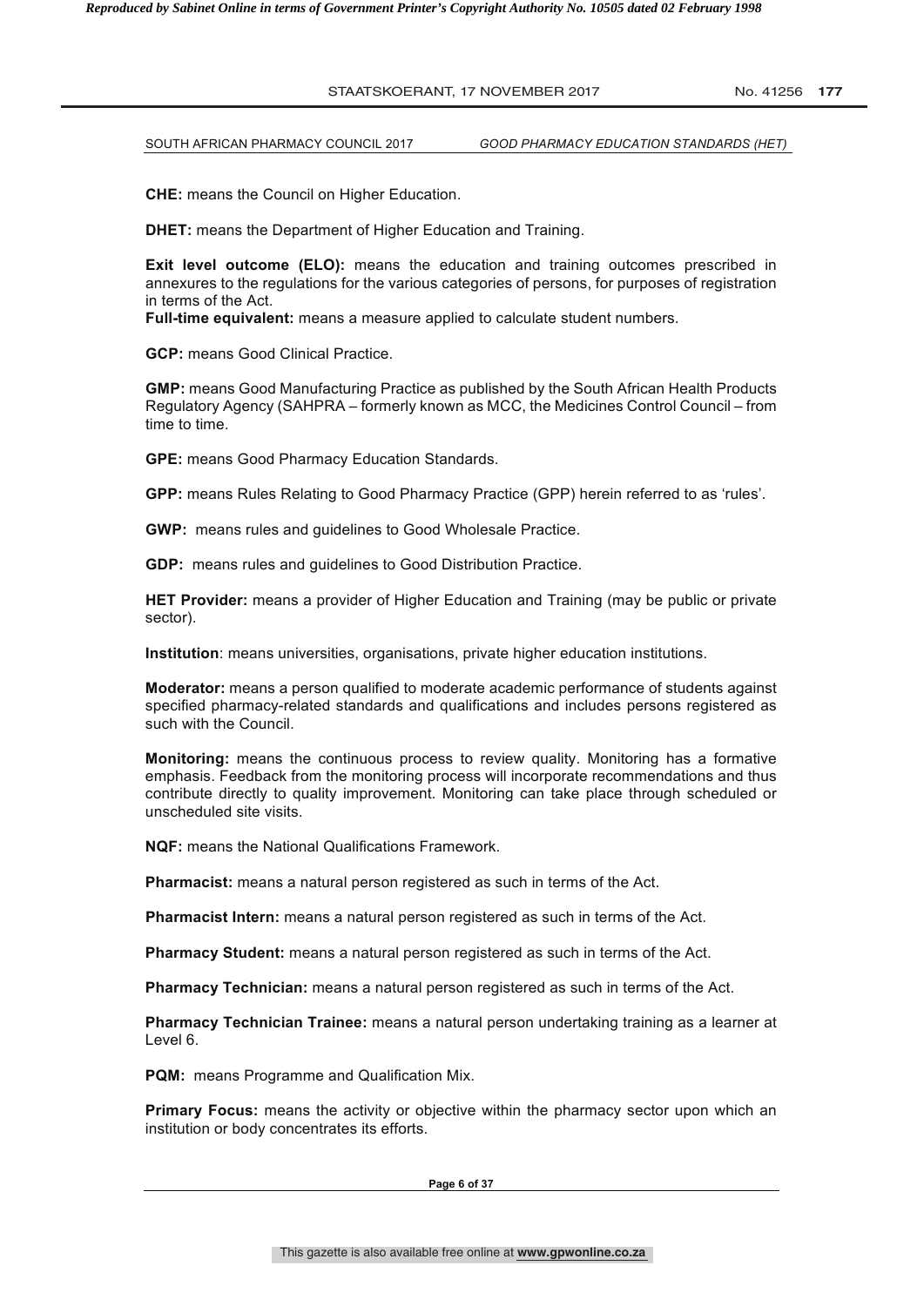**CHE:** means the Council on Higher Education.

**DHET:** means the Department of Higher Education and Training.

**Exit level outcome (ELO):** means the education and training outcomes prescribed in annexures to the regulations for the various categories of persons, for purposes of registration in terms of the Act.

**Full-time equivalent:** means a measure applied to calculate student numbers.

**GCP:** means Good Clinical Practice.

**GMP:** means Good Manufacturing Practice as published by the South African Health Products Regulatory Agency (SAHPRA – formerly known as MCC, the Medicines Control Council – from time to time.

**GPE:** means Good Pharmacy Education Standards.

**GPP:** means Rules Relating to Good Pharmacy Practice (GPP) herein referred to as 'rules'.

**GWP:** means rules and guidelines to Good Wholesale Practice.

**GDP:** means rules and guidelines to Good Distribution Practice.

**HET Provider:** means a provider of Higher Education and Training (may be public or private sector).

**Institution**: means universities, organisations, private higher education institutions.

**Moderator:** means a person qualified to moderate academic performance of students against specified pharmacy-related standards and qualifications and includes persons registered as such with the Council.

**Monitoring:** means the continuous process to review quality. Monitoring has a formative emphasis. Feedback from the monitoring process will incorporate recommendations and thus contribute directly to quality improvement. Monitoring can take place through scheduled or unscheduled site visits.

**NQF:** means the National Qualifications Framework.

**Pharmacist:** means a natural person registered as such in terms of the Act.

**Pharmacist Intern:** means a natural person registered as such in terms of the Act.

**Pharmacy Student:** means a natural person registered as such in terms of the Act.

**Pharmacy Technician:** means a natural person registered as such in terms of the Act.

**Pharmacy Technician Trainee:** means a natural person undertaking training as a learner at Level 6.

**PQM:** means Programme and Qualification Mix.

**Primary Focus:** means the activity or objective within the pharmacy sector upon which an institution or body concentrates its efforts.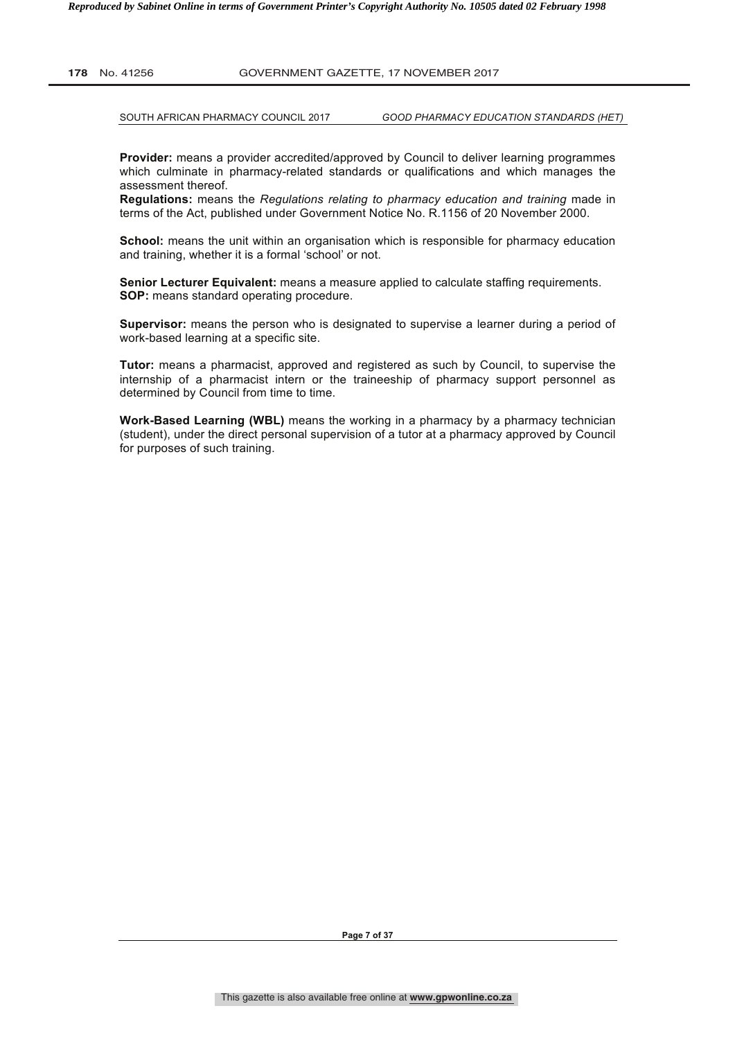**Provider:** means a provider accredited/approved by Council to deliver learning programmes which culminate in pharmacy-related standards or qualifications and which manages the assessment thereof.
**Regulations:** means the *Regulations relating to pharmacy education and training* made in terms of the Act, published under Government Notice No. R.1156 of 20 November 2000.

**School:** means the unit within an organisation which is responsible for pharmacy education and training, whether it is a formal 'school' or not.

**Senior Lecturer Equivalent:** means a measure applied to calculate staffing requirements.
**SOP:** means standard operating procedure.

**Supervisor:** means the person who is designated to supervise a learner during a period of work-based learning at a specific site.

**Tutor:** means a pharmacist, approved and registered as such by Council, to supervise the internship of a pharmacist intern or the traineeship of pharmacy support personnel as determined by Council from time to time.

**Work-Based Learning (WBL)** means the working in a pharmacy by a pharmacy technician (student), under the direct personal supervision of a tutor at a pharmacy approved by Council for purposes of such training.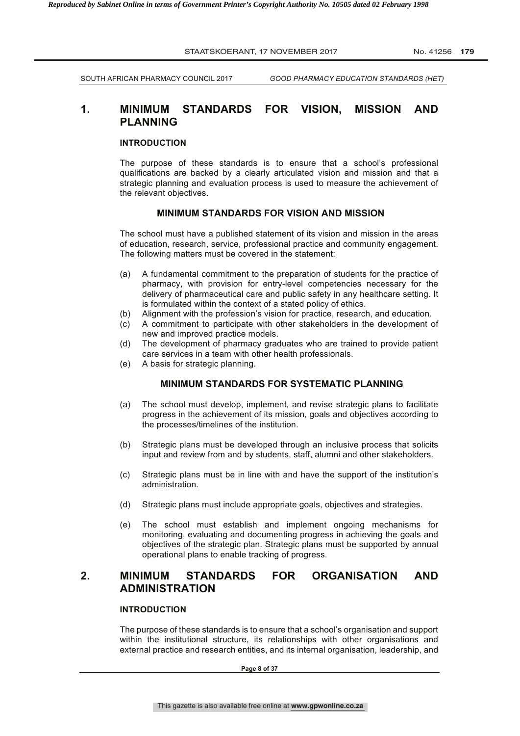## 1. MINIMUM STANDARDS FOR VISION, MISSION AND PLANNING

### INTRODUCTION

The purpose of these standards is to ensure that a school's professional qualifications are backed by a clearly articulated vision and mission and that a strategic planning and evaluation process is used to measure the achievement of the relevant objectives.

### MINIMUM STANDARDS FOR VISION AND MISSION

The school must have a published statement of its vision and mission in the areas of education, research, service, professional practice and community engagement. The following matters must be covered in the statement:

(a) A fundamental commitment to the preparation of students for the practice of pharmacy, with provision for entry-level competencies necessary for the delivery of pharmaceutical care and public safety in any healthcare setting. It is formulated within the context of a stated policy of ethics.
(b) Alignment with the profession's vision for practice, research, and education.
(c) A commitment to participate with other stakeholders in the development of new and improved practice models.
(d) The development of pharmacy graduates who are trained to provide patient care services in a team with other health professionals.
(e) A basis for strategic planning.

### MINIMUM STANDARDS FOR SYSTEMATIC PLANNING

(a) The school must develop, implement, and revise strategic plans to facilitate progress in the achievement of its mission, goals and objectives according to the processes/timelines of the institution.

(b) Strategic plans must be developed through an inclusive process that solicits input and review from and by students, staff, alumni and other stakeholders.

(c) Strategic plans must be in line with and have the support of the institution's administration.

(d) Strategic plans must include appropriate goals, objectives and strategies.

(e) The school must establish and implement ongoing mechanisms for monitoring, evaluating and documenting progress in achieving the goals and objectives of the strategic plan. Strategic plans must be supported by annual operational plans to enable tracking of progress.

## 2. MINIMUM STANDARDS FOR ORGANISATION AND ADMINISTRATION

### INTRODUCTION

The purpose of these standards is to ensure that a school's organisation and support within the institutional structure, its relationships with other organisations and external practice and research entities, and its internal organisation, leadership, and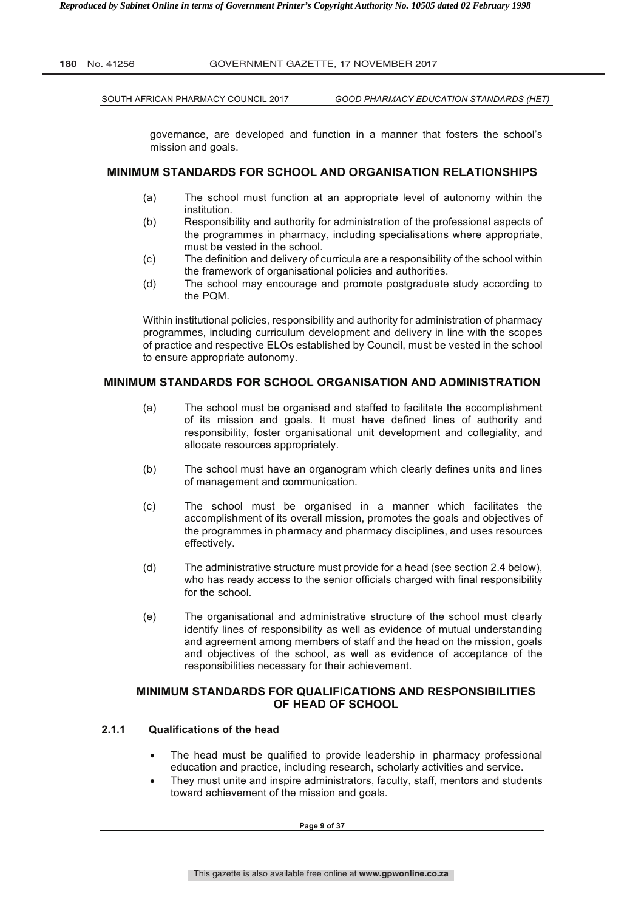governance, are developed and function in a manner that fosters the school's mission and goals.

## MINIMUM STANDARDS FOR SCHOOL AND ORGANISATION RELATIONSHIPS

(a) The school must function at an appropriate level of autonomy within the institution.

(b) Responsibility and authority for administration of the professional aspects of the programmes in pharmacy, including specialisations where appropriate, must be vested in the school.

(c) The definition and delivery of curricula are a responsibility of the school within the framework of organisational policies and authorities.

(d) The school may encourage and promote postgraduate study according to the PQM.

Within institutional policies, responsibility and authority for administration of pharmacy programmes, including curriculum development and delivery in line with the scopes of practice and respective ELOs established by Council, must be vested in the school to ensure appropriate autonomy.

## MINIMUM STANDARDS FOR SCHOOL ORGANISATION AND ADMINISTRATION

(a) The school must be organised and staffed to facilitate the accomplishment of its mission and goals. It must have defined lines of authority and responsibility, foster organisational unit development and collegiality, and allocate resources appropriately.

(b) The school must have an organogram which clearly defines units and lines of management and communication.

(c) The school must be organised in a manner which facilitates the accomplishment of its overall mission, promotes the goals and objectives of the programmes in pharmacy and pharmacy disciplines, and uses resources effectively.

(d) The administrative structure must provide for a head (see section 2.4 below), who has ready access to the senior officials charged with final responsibility for the school.

(e) The organisational and administrative structure of the school must clearly identify lines of responsibility as well as evidence of mutual understanding and agreement among members of staff and the head on the mission, goals and objectives of the school, as well as evidence of acceptance of the responsibilities necessary for their achievement.

## MINIMUM STANDARDS FOR QUALIFICATIONS AND RESPONSIBILITIES OF HEAD OF SCHOOL

### 2.1.1 Qualifications of the head

- The head must be qualified to provide leadership in pharmacy professional education and practice, including research, scholarly activities and service.
- They must unite and inspire administrators, faculty, staff, mentors and students toward achievement of the mission and goals.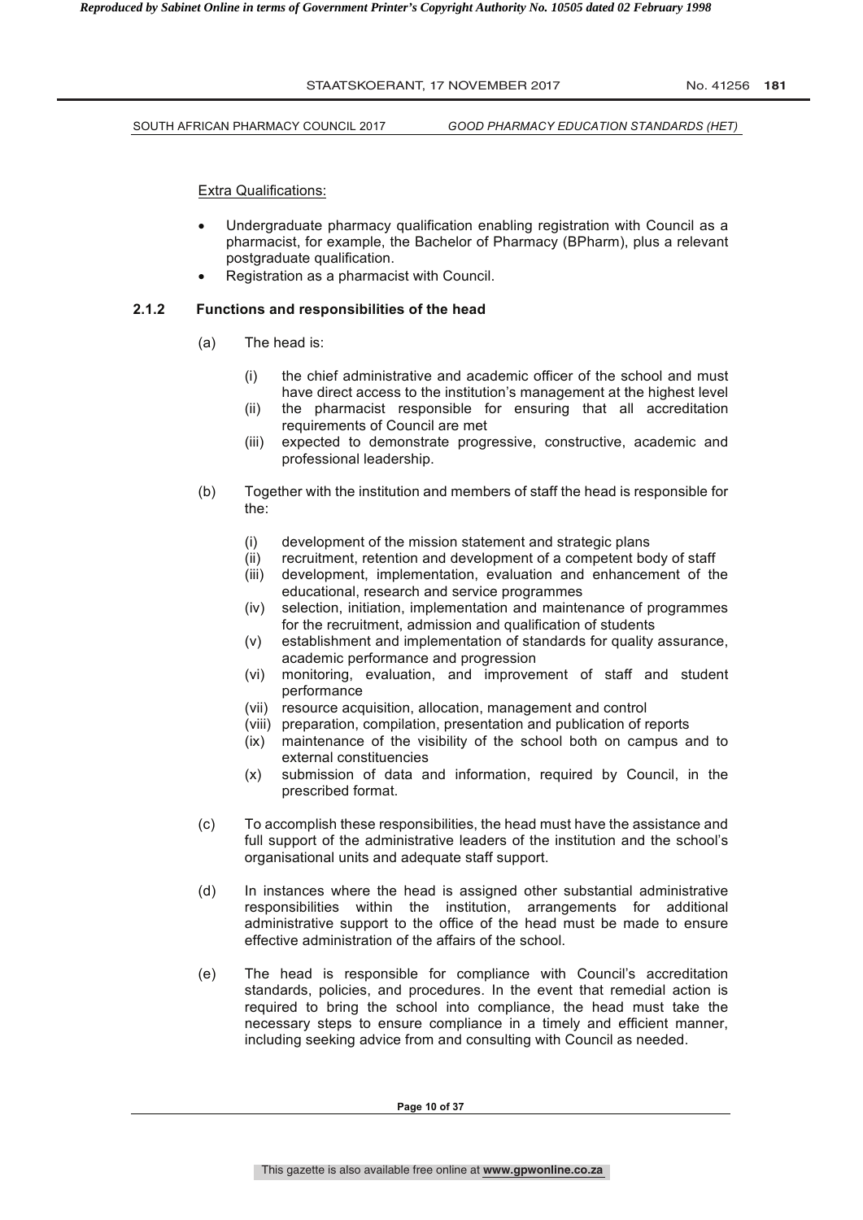Extra Qualifications:

- Undergraduate pharmacy qualification enabling registration with Council as a pharmacist, for example, the Bachelor of Pharmacy (BPharm), plus a relevant postgraduate qualification.
- Registration as a pharmacist with Council.

### 2.1.2 Functions and responsibilities of the head

(a) The head is:

(i) the chief administrative and academic officer of the school and must have direct access to the institution's management at the highest level

(ii) the pharmacist responsible for ensuring that all accreditation requirements of Council are met

(iii) expected to demonstrate progressive, constructive, academic and professional leadership.

(b) Together with the institution and members of staff the head is responsible for the:

(i) development of the mission statement and strategic plans

(ii) recruitment, retention and development of a competent body of staff

(iii) development, implementation, evaluation and enhancement of the educational, research and service programmes

(iv) selection, initiation, implementation and maintenance of programmes for the recruitment, admission and qualification of students

(v) establishment and implementation of standards for quality assurance, academic performance and progression

(vi) monitoring, evaluation, and improvement of staff and student performance

(vii) resource acquisition, allocation, management and control

(viii) preparation, compilation, presentation and publication of reports

(ix) maintenance of the visibility of the school both on campus and to external constituencies

(x) submission of data and information, required by Council, in the prescribed format.

(c) To accomplish these responsibilities, the head must have the assistance and full support of the administrative leaders of the institution and the school's organisational units and adequate staff support.

(d) In instances where the head is assigned other substantial administrative responsibilities within the institution, arrangements for additional administrative support to the office of the head must be made to ensure effective administration of the affairs of the school.

(e) The head is responsible for compliance with Council's accreditation standards, policies, and procedures. In the event that remedial action is required to bring the school into compliance, the head must take the necessary steps to ensure compliance in a timely and efficient manner, including seeking advice from and consulting with Council as needed.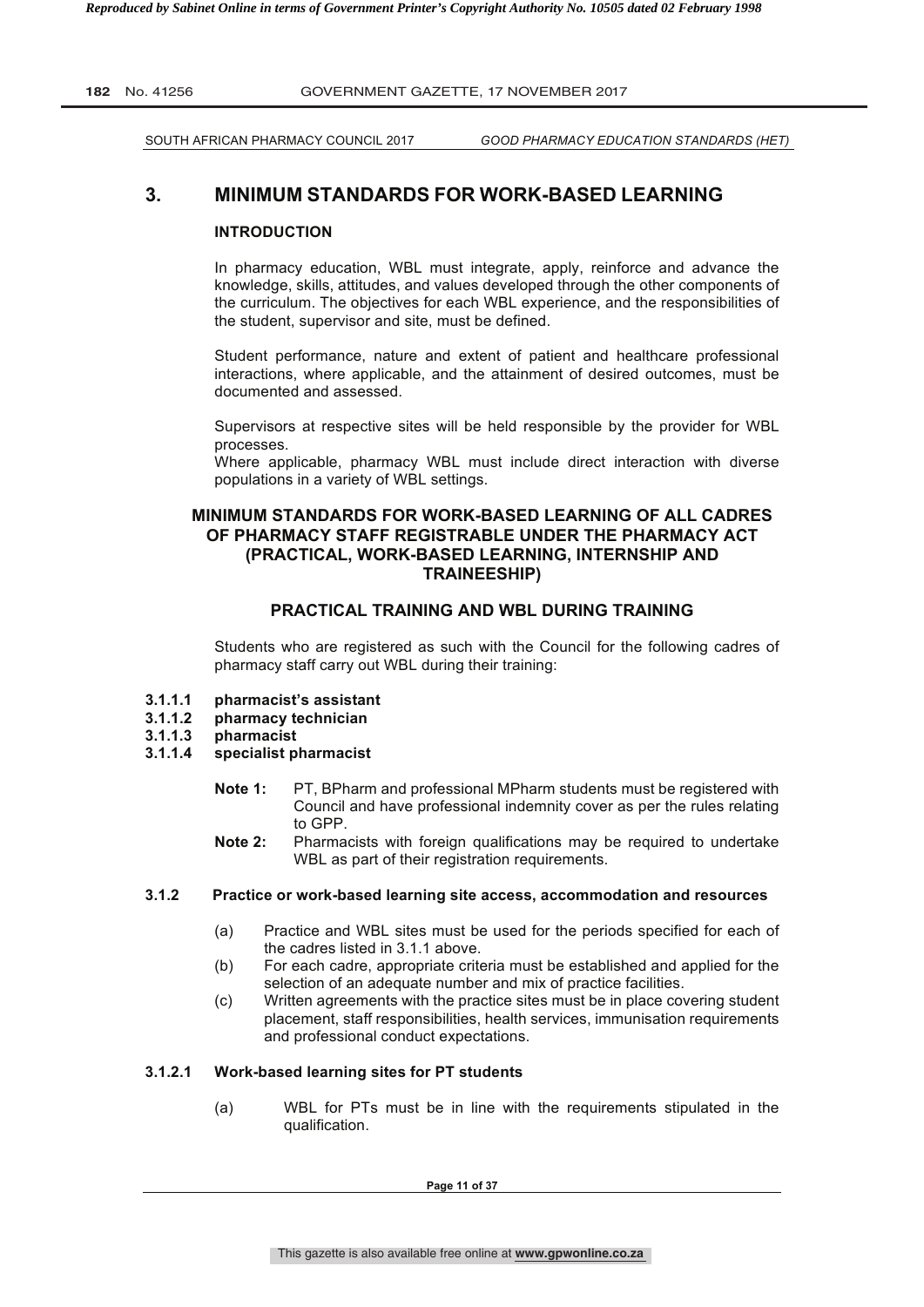## 3. MINIMUM STANDARDS FOR WORK-BASED LEARNING

### INTRODUCTION

In pharmacy education, WBL must integrate, apply, reinforce and advance the knowledge, skills, attitudes, and values developed through the other components of the curriculum. The objectives for each WBL experience, and the responsibilities of the student, supervisor and site, must be defined.

Student performance, nature and extent of patient and healthcare professional interactions, where applicable, and the attainment of desired outcomes, must be documented and assessed.

Supervisors at respective sites will be held responsible by the provider for WBL processes.

Where applicable, pharmacy WBL must include direct interaction with diverse populations in a variety of WBL settings.

### MINIMUM STANDARDS FOR WORK-BASED LEARNING OF ALL CADRES OF PHARMACY STAFF REGISTRABLE UNDER THE PHARMACY ACT (PRACTICAL, WORK-BASED LEARNING, INTERNSHIP AND TRAINEESHIP)

### PRACTICAL TRAINING AND WBL DURING TRAINING

Students who are registered as such with the Council for the following cadres of pharmacy staff carry out WBL during their training:

**3.1.1.1 pharmacist's assistant**
**3.1.1.2 pharmacy technician**
**3.1.1.3 pharmacist**
**3.1.1.4 specialist pharmacist**

**Note 1:** PT, BPharm and professional MPharm students must be registered with Council and have professional indemnity cover as per the rules relating to GPP.

**Note 2:** Pharmacists with foreign qualifications may be required to undertake WBL as part of their registration requirements.

#### 3.1.2 Practice or work-based learning site access, accommodation and resources

(a) Practice and WBL sites must be used for the periods specified for each of the cadres listed in 3.1.1 above.

(b) For each cadre, appropriate criteria must be established and applied for the selection of an adequate number and mix of practice facilities.

(c) Written agreements with the practice sites must be in place covering student placement, staff responsibilities, health services, immunisation requirements and professional conduct expectations.

#### 3.1.2.1 Work-based learning sites for PT students

(a) WBL for PTs must be in line with the requirements stipulated in the qualification.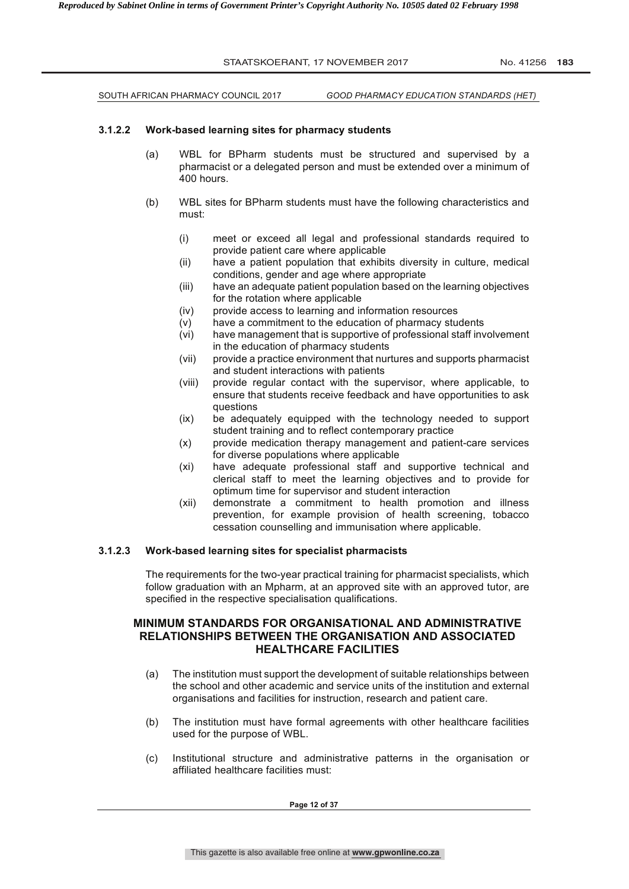#### 3.1.2.2 Work-based learning sites for pharmacy students

(a) WBL for BPharm students must be structured and supervised by a pharmacist or a delegated person and must be extended over a minimum of 400 hours.

(b) WBL sites for BPharm students must have the following characteristics and must:

(i) meet or exceed all legal and professional standards required to provide patient care where applicable
(ii) have a patient population that exhibits diversity in culture, medical conditions, gender and age where appropriate
(iii) have an adequate patient population based on the learning objectives for the rotation where applicable
(iv) provide access to learning and information resources
(v) have a commitment to the education of pharmacy students
(vi) have management that is supportive of professional staff involvement in the education of pharmacy students
(vii) provide a practice environment that nurtures and supports pharmacist and student interactions with patients
(viii) provide regular contact with the supervisor, where applicable, to ensure that students receive feedback and have opportunities to ask questions
(ix) be adequately equipped with the technology needed to support student training and to reflect contemporary practice
(x) provide medication therapy management and patient-care services for diverse populations where applicable
(xi) have adequate professional staff and supportive technical and clerical staff to meet the learning objectives and to provide for optimum time for supervisor and student interaction
(xii) demonstrate a commitment to health promotion and illness prevention, for example provision of health screening, tobacco cessation counselling and immunisation where applicable.

#### 3.1.2.3 Work-based learning sites for specialist pharmacists

The requirements for the two-year practical training for pharmacist specialists, which follow graduation with an Mpharm, at an approved site with an approved tutor, are specified in the respective specialisation qualifications.

## MINIMUM STANDARDS FOR ORGANISATIONAL AND ADMINISTRATIVE RELATIONSHIPS BETWEEN THE ORGANISATION AND ASSOCIATED HEALTHCARE FACILITIES

(a) The institution must support the development of suitable relationships between the school and other academic and service units of the institution and external organisations and facilities for instruction, research and patient care.

(b) The institution must have formal agreements with other healthcare facilities used for the purpose of WBL.

(c) Institutional structure and administrative patterns in the organisation or affiliated healthcare facilities must: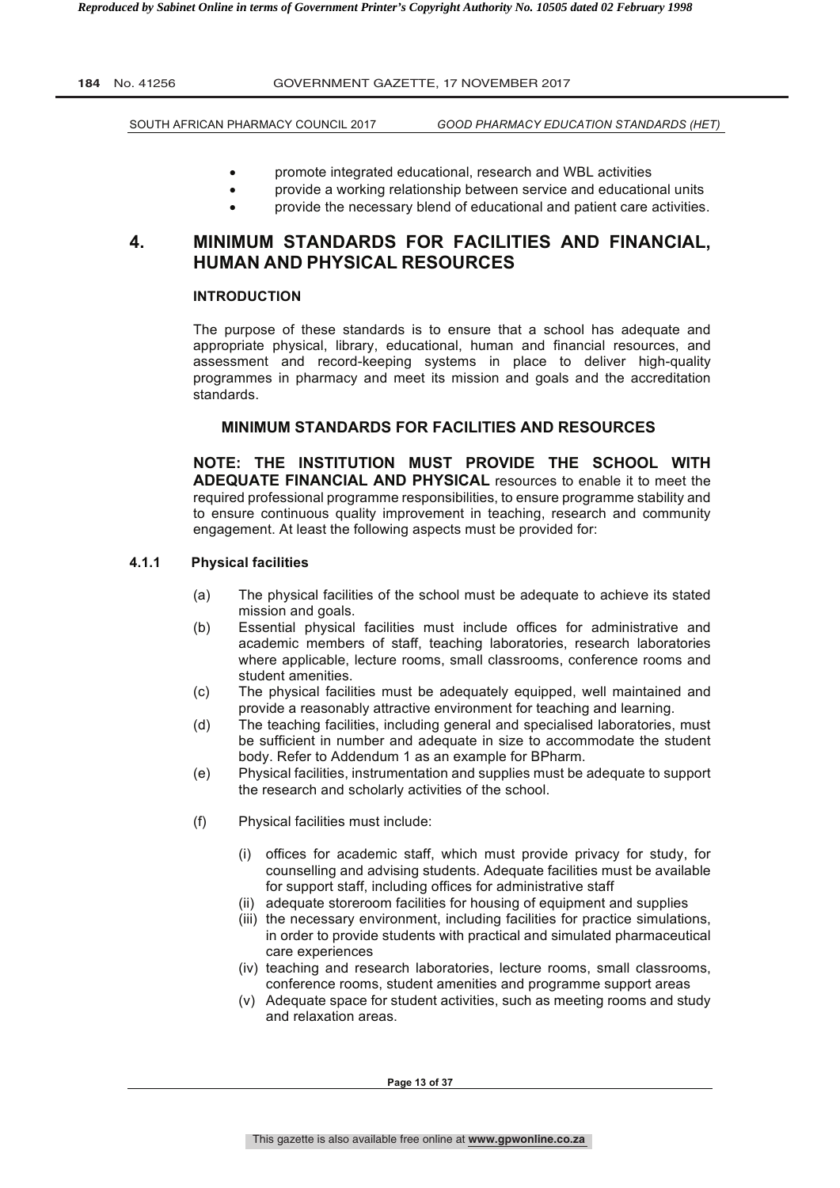- promote integrated educational, research and WBL activities
- provide a working relationship between service and educational units
- provide the necessary blend of educational and patient care activities.

# 4. MINIMUM STANDARDS FOR FACILITIES AND FINANCIAL, HUMAN AND PHYSICAL RESOURCES

### INTRODUCTION

The purpose of these standards is to ensure that a school has adequate and appropriate physical, library, educational, human and financial resources, and assessment and record-keeping systems in place to deliver high-quality programmes in pharmacy and meet its mission and goals and the accreditation standards.

### MINIMUM STANDARDS FOR FACILITIES AND RESOURCES

**NOTE: THE INSTITUTION MUST PROVIDE THE SCHOOL WITH ADEQUATE FINANCIAL AND PHYSICAL** resources to enable it to meet the required professional programme responsibilities, to ensure programme stability and to ensure continuous quality improvement in teaching, research and community engagement. At least the following aspects must be provided for:

### 4.1.1 Physical facilities

(a) The physical facilities of the school must be adequate to achieve its stated mission and goals.

(b) Essential physical facilities must include offices for administrative and academic members of staff, teaching laboratories, research laboratories where applicable, lecture rooms, small classrooms, conference rooms and student amenities.

(c) The physical facilities must be adequately equipped, well maintained and provide a reasonably attractive environment for teaching and learning.

(d) The teaching facilities, including general and specialised laboratories, must be sufficient in number and adequate in size to accommodate the student body. Refer to Addendum 1 as an example for BPharm.

(e) Physical facilities, instrumentation and supplies must be adequate to support the research and scholarly activities of the school.

(f) Physical facilities must include:

(i) offices for academic staff, which must provide privacy for study, for counselling and advising students. Adequate facilities must be available for support staff, including offices for administrative staff

(ii) adequate storeroom facilities for housing of equipment and supplies

(iii) the necessary environment, including facilities for practice simulations, in order to provide students with practical and simulated pharmaceutical care experiences

(iv) teaching and research laboratories, lecture rooms, small classrooms, conference rooms, student amenities and programme support areas

(v) Adequate space for student activities, such as meeting rooms and study and relaxation areas.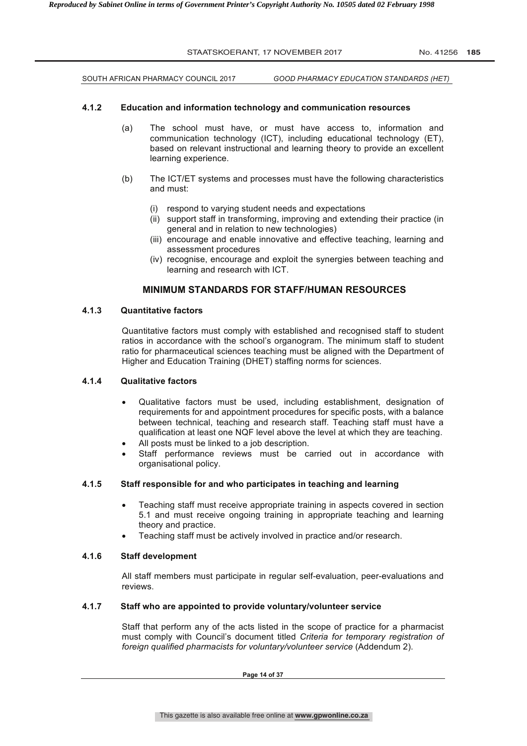#### 4.1.2 Education and information technology and communication resources

(a) The school must have, or must have access to, information and communication technology (ICT), including educational technology (ET), based on relevant instructional and learning theory to provide an excellent learning experience.

(b) The ICT/ET systems and processes must have the following characteristics and must:

(i) respond to varying student needs and expectations
(ii) support staff in transforming, improving and extending their practice (in general and in relation to new technologies)
(iii) encourage and enable innovative and effective teaching, learning and assessment procedures
(iv) recognise, encourage and exploit the synergies between teaching and learning and research with ICT.

### MINIMUM STANDARDS FOR STAFF/HUMAN RESOURCES

#### 4.1.3 Quantitative factors

Quantitative factors must comply with established and recognised staff to student ratios in accordance with the school's organogram. The minimum staff to student ratio for pharmaceutical sciences teaching must be aligned with the Department of Higher and Education Training (DHET) staffing norms for sciences.

#### 4.1.4 Qualitative factors

- Qualitative factors must be used, including establishment, designation of requirements for and appointment procedures for specific posts, with a balance between technical, teaching and research staff. Teaching staff must have a qualification at least one NQF level above the level at which they are teaching.
- All posts must be linked to a job description.
- Staff performance reviews must be carried out in accordance with organisational policy.

#### 4.1.5 Staff responsible for and who participates in teaching and learning

- Teaching staff must receive appropriate training in aspects covered in section 5.1 and must receive ongoing training in appropriate teaching and learning theory and practice.
- Teaching staff must be actively involved in practice and/or research.

#### 4.1.6 Staff development

All staff members must participate in regular self-evaluation, peer-evaluations and reviews.

#### 4.1.7 Staff who are appointed to provide voluntary/volunteer service

Staff that perform any of the acts listed in the scope of practice for a pharmacist must comply with Council's document titled *Criteria for temporary registration of foreign qualified pharmacists for voluntary/volunteer service* (Addendum 2).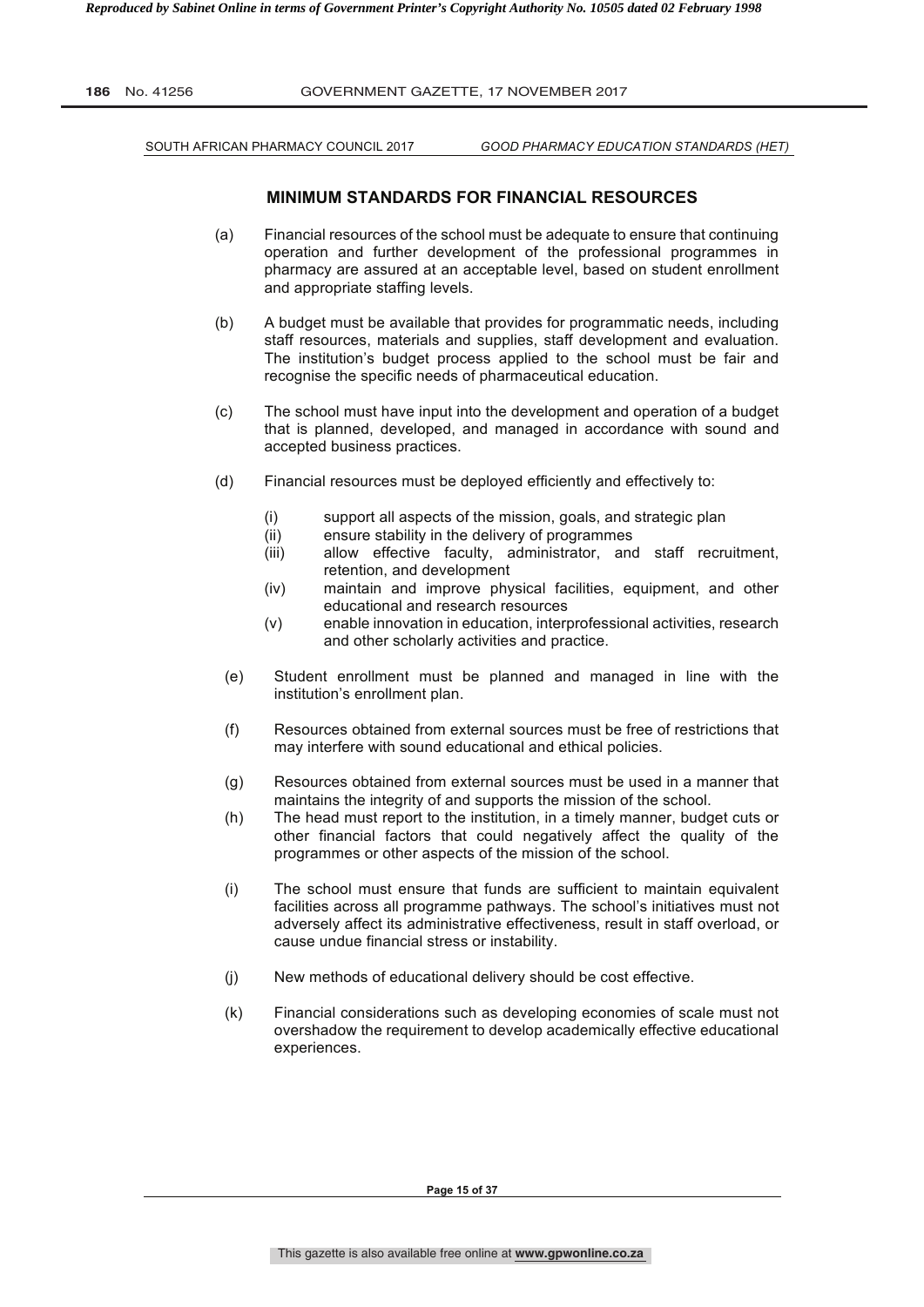## MINIMUM STANDARDS FOR FINANCIAL RESOURCES

(a) Financial resources of the school must be adequate to ensure that continuing operation and further development of the professional programmes in pharmacy are assured at an acceptable level, based on student enrollment and appropriate staffing levels.

(b) A budget must be available that provides for programmatic needs, including staff resources, materials and supplies, staff development and evaluation. The institution's budget process applied to the school must be fair and recognise the specific needs of pharmaceutical education.

(c) The school must have input into the development and operation of a budget that is planned, developed, and managed in accordance with sound and accepted business practices.

(d) Financial resources must be deployed efficiently and effectively to:

- (i) support all aspects of the mission, goals, and strategic plan
- (ii) ensure stability in the delivery of programmes
- (iii) allow effective faculty, administrator, and staff recruitment, retention, and development
- (iv) maintain and improve physical facilities, equipment, and other educational and research resources
- (v) enable innovation in education, interprofessional activities, research and other scholarly activities and practice.

(e) Student enrollment must be planned and managed in line with the institution's enrollment plan.

(f) Resources obtained from external sources must be free of restrictions that may interfere with sound educational and ethical policies.

(g) Resources obtained from external sources must be used in a manner that maintains the integrity of and supports the mission of the school.

(h) The head must report to the institution, in a timely manner, budget cuts or other financial factors that could negatively affect the quality of the programmes or other aspects of the mission of the school.

(i) The school must ensure that funds are sufficient to maintain equivalent facilities across all programme pathways. The school's initiatives must not adversely affect its administrative effectiveness, result in staff overload, or cause undue financial stress or instability.

(j) New methods of educational delivery should be cost effective.

(k) Financial considerations such as developing economies of scale must not overshadow the requirement to develop academically effective educational experiences.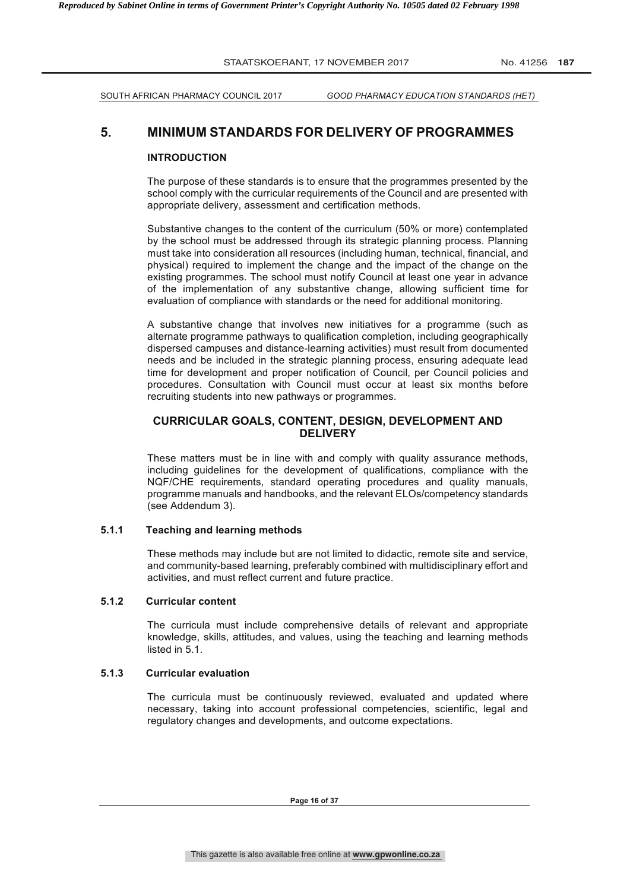# 5. MINIMUM STANDARDS FOR DELIVERY OF PROGRAMMES

## INTRODUCTION

The purpose of these standards is to ensure that the programmes presented by the school comply with the curricular requirements of the Council and are presented with appropriate delivery, assessment and certification methods.

Substantive changes to the content of the curriculum (50% or more) contemplated by the school must be addressed through its strategic planning process. Planning must take into consideration all resources (including human, technical, financial, and physical) required to implement the change and the impact of the change on the existing programmes. The school must notify Council at least one year in advance of the implementation of any substantive change, allowing sufficient time for evaluation of compliance with standards or the need for additional monitoring.

A substantive change that involves new initiatives for a programme (such as alternate programme pathways to qualification completion, including geographically dispersed campuses and distance-learning activities) must result from documented needs and be included in the strategic planning process, ensuring adequate lead time for development and proper notification of Council, per Council policies and procedures. Consultation with Council must occur at least six months before recruiting students into new pathways or programmes.

## CURRICULAR GOALS, CONTENT, DESIGN, DEVELOPMENT AND DELIVERY

These matters must be in line with and comply with quality assurance methods, including guidelines for the development of qualifications, compliance with the NQF/CHE requirements, standard operating procedures and quality manuals, programme manuals and handbooks, and the relevant ELOs/competency standards (see Addendum 3).

### 5.1.1 Teaching and learning methods

These methods may include but are not limited to didactic, remote site and service, and community-based learning, preferably combined with multidisciplinary effort and activities, and must reflect current and future practice.

### 5.1.2 Curricular content

The curricula must include comprehensive details of relevant and appropriate knowledge, skills, attitudes, and values, using the teaching and learning methods listed in 5.1.

### 5.1.3 Curricular evaluation

The curricula must be continuously reviewed, evaluated and updated where necessary, taking into account professional competencies, scientific, legal and regulatory changes and developments, and outcome expectations.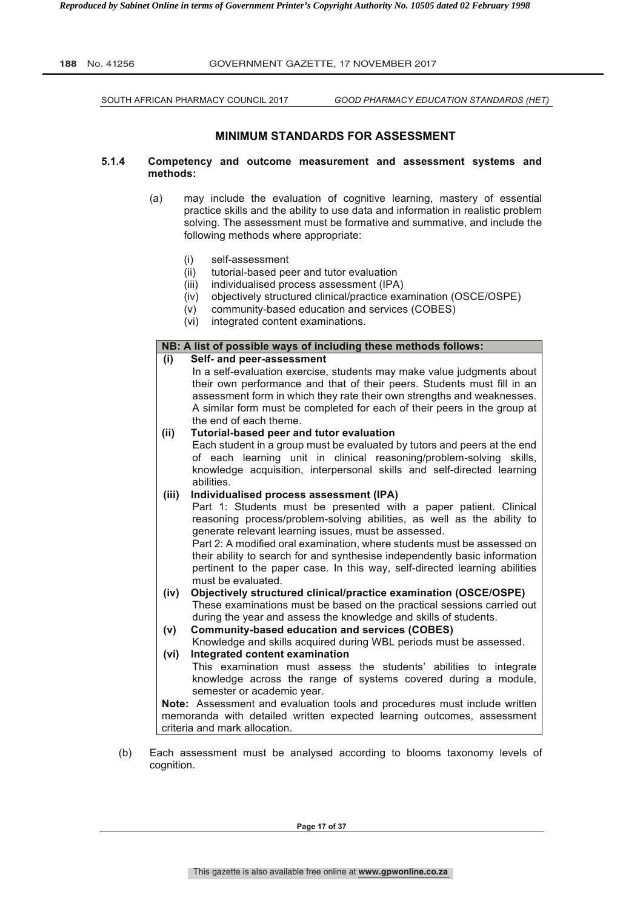## MINIMUM STANDARDS FOR ASSESSMENT

**5.1.4 Competency and outcome measurement and assessment systems and methods:**

(a) may include the evaluation of cognitive learning, mastery of essential practice skills and the ability to use data and information in realistic problem solving. The assessment must be formative and summative, and include the following methods where appropriate:

(i) self-assessment
(ii) tutorial-based peer and tutor evaluation
(iii) individualised process assessment (IPA)
(iv) objectively structured clinical/practice examination (OSCE/OSPE)
(v) community-based education and services (COBES)
(vi) integrated content examinations.

> **NB: A list of possible ways of including these methods follows:**
>
> **(i) Self- and peer-assessment**
> In a self-evaluation exercise, students may make value judgments about their own performance and that of their peers. Students must fill in an assessment form in which they rate their own strengths and weaknesses. A similar form must be completed for each of their peers in the group at the end of each theme.
>
> **(ii) Tutorial-based peer and tutor evaluation**
> Each student in a group must be evaluated by tutors and peers at the end of each learning unit in clinical reasoning/problem-solving skills, knowledge acquisition, interpersonal skills and self-directed learning abilities.
>
> **(iii) Individualised process assessment (IPA)**
> Part 1: Students must be presented with a paper patient. Clinical reasoning process/problem-solving abilities, as well as the ability to generate relevant learning issues, must be assessed.
> Part 2: A modified oral examination, where students must be assessed on their ability to search for and synthesise independently basic information pertinent to the paper case. In this way, self-directed learning abilities must be evaluated.
>
> **(iv) Objectively structured clinical/practice examination (OSCE/OSPE)**
> These examinations must be based on the practical sessions carried out during the year and assess the knowledge and skills of students.
>
> **(v) Community-based education and services (COBES)**
> Knowledge and skills acquired during WBL periods must be assessed.
>
> **(vi) Integrated content examination**
> This examination must assess the students' abilities to integrate knowledge across the range of systems covered during a module, semester or academic year.
>
> **Note:** Assessment and evaluation tools and procedures must include written memoranda with detailed written expected learning outcomes, assessment criteria and mark allocation.

(b) Each assessment must be analysed according to blooms taxonomy levels of cognition.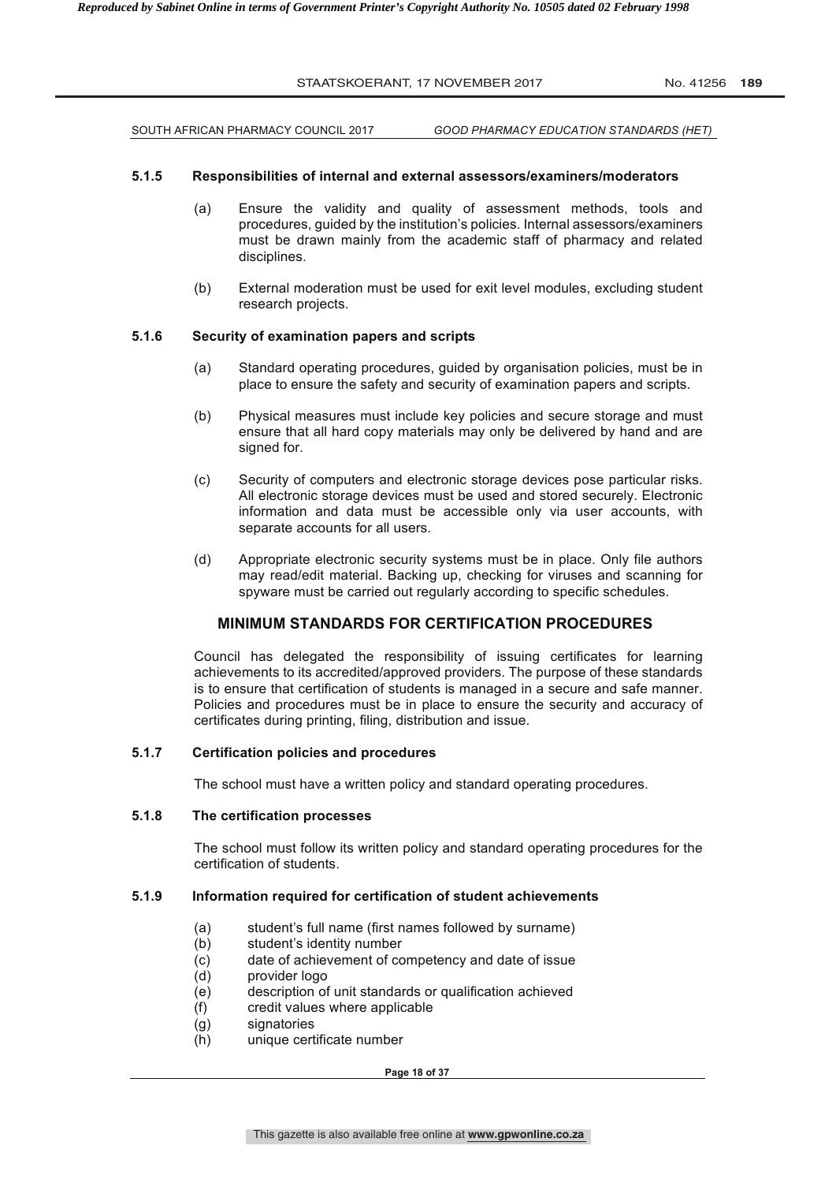### 5.1.5 Responsibilities of internal and external assessors/examiners/moderators

(a) Ensure the validity and quality of assessment methods, tools and procedures, guided by the institution's policies. Internal assessors/examiners must be drawn mainly from the academic staff of pharmacy and related disciplines.

(b) External moderation must be used for exit level modules, excluding student research projects.

### 5.1.6 Security of examination papers and scripts

(a) Standard operating procedures, guided by organisation policies, must be in place to ensure the safety and security of examination papers and scripts.

(b) Physical measures must include key policies and secure storage and must ensure that all hard copy materials may only be delivered by hand and are signed for.

(c) Security of computers and electronic storage devices pose particular risks. All electronic storage devices must be used and stored securely. Electronic information and data must be accessible only via user accounts, with separate accounts for all users.

(d) Appropriate electronic security systems must be in place. Only file authors may read/edit material. Backing up, checking for viruses and scanning for spyware must be carried out regularly according to specific schedules.

## MINIMUM STANDARDS FOR CERTIFICATION PROCEDURES

Council has delegated the responsibility of issuing certificates for learning achievements to its accredited/approved providers. The purpose of these standards is to ensure that certification of students is managed in a secure and safe manner. Policies and procedures must be in place to ensure the security and accuracy of certificates during printing, filing, distribution and issue.

### 5.1.7 Certification policies and procedures

The school must have a written policy and standard operating procedures.

### 5.1.8 The certification processes

The school must follow its written policy and standard operating procedures for the certification of students.

### 5.1.9 Information required for certification of student achievements

(a) student's full name (first names followed by surname)
(b) student's identity number
(c) date of achievement of competency and date of issue
(d) provider logo
(e) description of unit standards or qualification achieved
(f) credit values where applicable
(g) signatories
(h) unique certificate number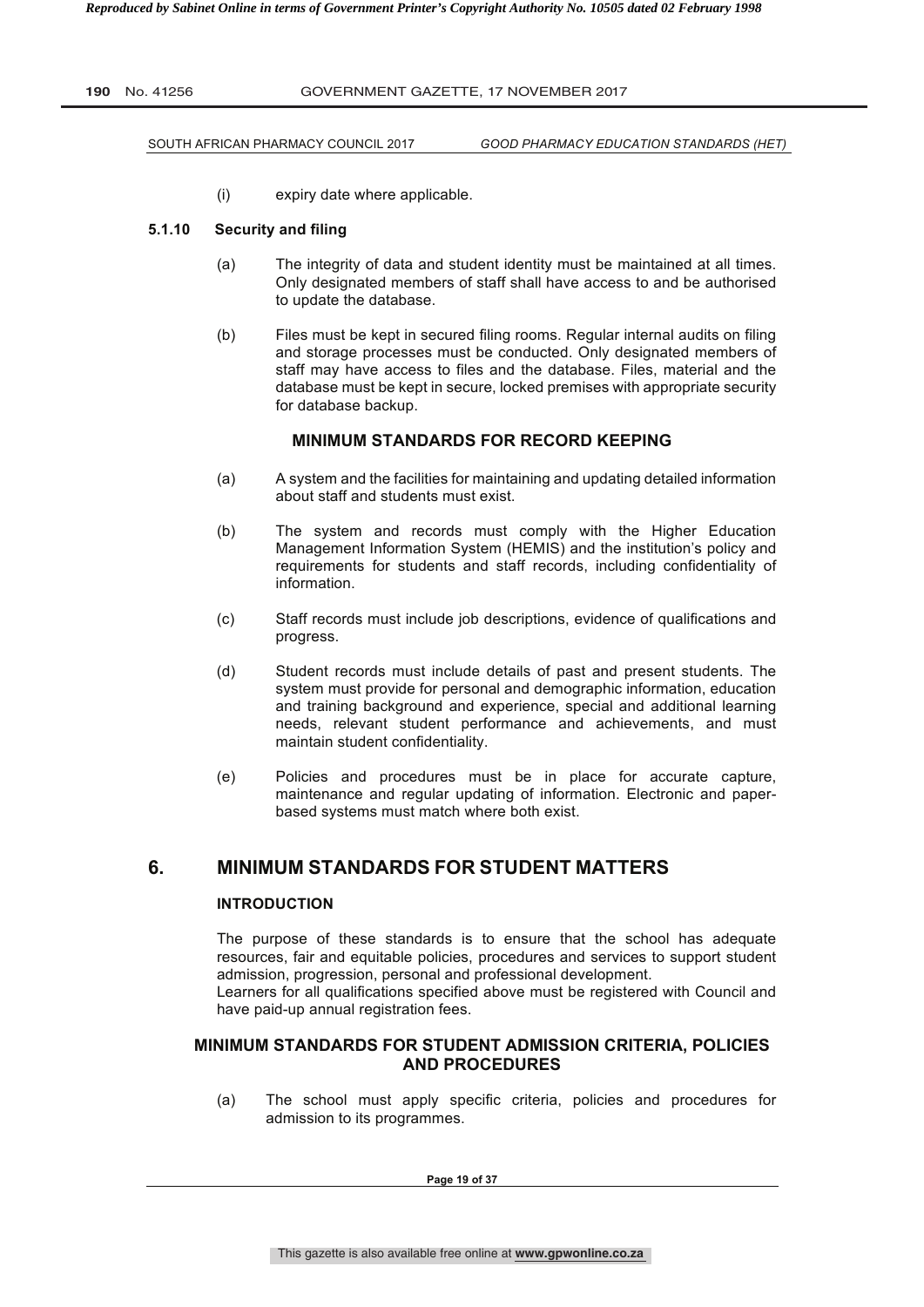(i) expiry date where applicable.

**5.1.10 Security and filing**

(a) The integrity of data and student identity must be maintained at all times. Only designated members of staff shall have access to and be authorised to update the database.

(b) Files must be kept in secured filing rooms. Regular internal audits on filing and storage processes must be conducted. Only designated members of staff may have access to files and the database. Files, material and the database must be kept in secure, locked premises with appropriate security for database backup.

### MINIMUM STANDARDS FOR RECORD KEEPING

(a) A system and the facilities for maintaining and updating detailed information about staff and students must exist.

(b) The system and records must comply with the Higher Education Management Information System (HEMIS) and the institution's policy and requirements for students and staff records, including confidentiality of information.

(c) Staff records must include job descriptions, evidence of qualifications and progress.

(d) Student records must include details of past and present students. The system must provide for personal and demographic information, education and training background and experience, special and additional learning needs, relevant student performance and achievements, and must maintain student confidentiality.

(e) Policies and procedures must be in place for accurate capture, maintenance and regular updating of information. Electronic and paper-based systems must match where both exist.

## 6. MINIMUM STANDARDS FOR STUDENT MATTERS

**INTRODUCTION**

The purpose of these standards is to ensure that the school has adequate resources, fair and equitable policies, procedures and services to support student admission, progression, personal and professional development.
Learners for all qualifications specified above must be registered with Council and have paid-up annual registration fees.

### MINIMUM STANDARDS FOR STUDENT ADMISSION CRITERIA, POLICIES AND PROCEDURES

(a) The school must apply specific criteria, policies and procedures for admission to its programmes.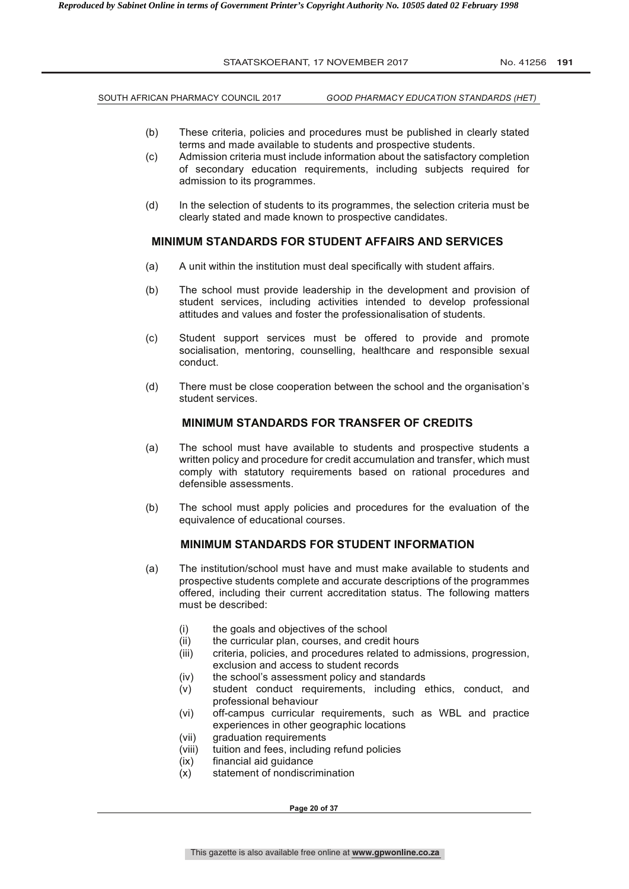(b) These criteria, policies and procedures must be published in clearly stated terms and made available to students and prospective students.

(c) Admission criteria must include information about the satisfactory completion of secondary education requirements, including subjects required for admission to its programmes.

(d) In the selection of students to its programmes, the selection criteria must be clearly stated and made known to prospective candidates.

## MINIMUM STANDARDS FOR STUDENT AFFAIRS AND SERVICES

(a) A unit within the institution must deal specifically with student affairs.

(b) The school must provide leadership in the development and provision of student services, including activities intended to develop professional attitudes and values and foster the professionalisation of students.

(c) Student support services must be offered to provide and promote socialisation, mentoring, counselling, healthcare and responsible sexual conduct.

(d) There must be close cooperation between the school and the organisation's student services.

## MINIMUM STANDARDS FOR TRANSFER OF CREDITS

(a) The school must have available to students and prospective students a written policy and procedure for credit accumulation and transfer, which must comply with statutory requirements based on rational procedures and defensible assessments.

(b) The school must apply policies and procedures for the evaluation of the equivalence of educational courses.

## MINIMUM STANDARDS FOR STUDENT INFORMATION

(a) The institution/school must have and must make available to students and prospective students complete and accurate descriptions of the programmes offered, including their current accreditation status. The following matters must be described:

(i) the goals and objectives of the school
(ii) the curricular plan, courses, and credit hours
(iii) criteria, policies, and procedures related to admissions, progression, exclusion and access to student records
(iv) the school's assessment policy and standards
(v) student conduct requirements, including ethics, conduct, and professional behaviour
(vi) off-campus curricular requirements, such as WBL and practice experiences in other geographic locations
(vii) graduation requirements
(viii) tuition and fees, including refund policies
(ix) financial aid guidance
(x) statement of nondiscrimination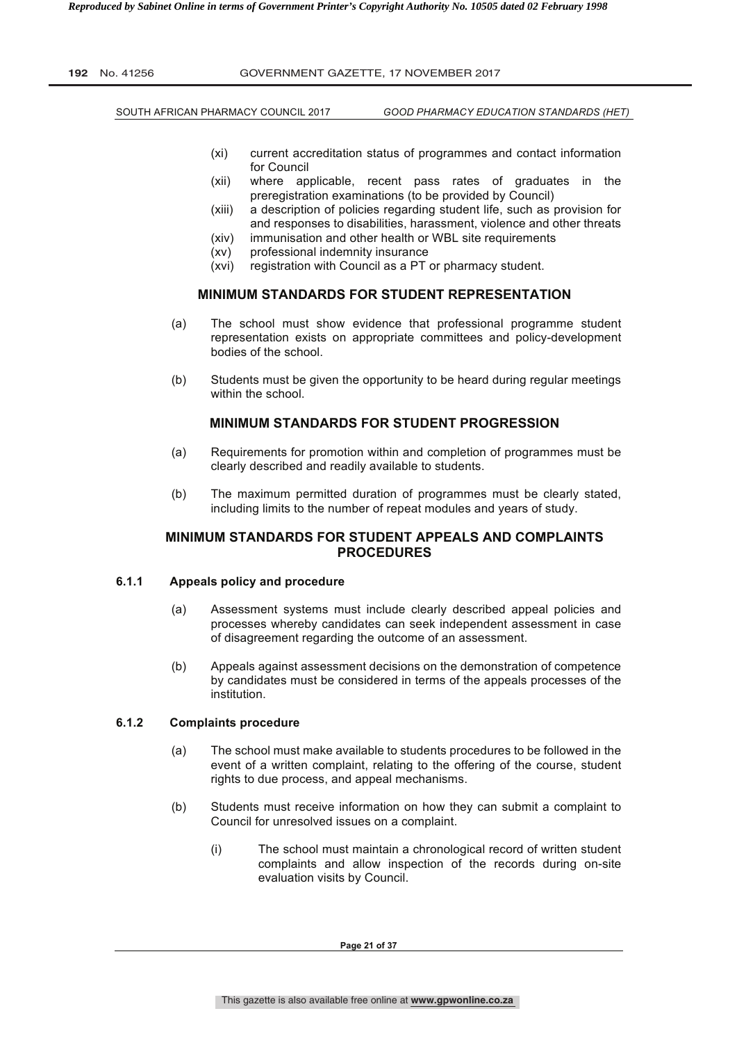(xi) current accreditation status of programmes and contact information for Council
(xii) where applicable, recent pass rates of graduates in the preregistration examinations (to be provided by Council)
(xiii) a description of policies regarding student life, such as provision for and responses to disabilities, harassment, violence and other threats
(xiv) immunisation and other health or WBL site requirements
(xv) professional indemnity insurance
(xvi) registration with Council as a PT or pharmacy student.

## MINIMUM STANDARDS FOR STUDENT REPRESENTATION

(a) The school must show evidence that professional programme student representation exists on appropriate committees and policy-development bodies of the school.

(b) Students must be given the opportunity to be heard during regular meetings within the school.

## MINIMUM STANDARDS FOR STUDENT PROGRESSION

(a) Requirements for promotion within and completion of programmes must be clearly described and readily available to students.

(b) The maximum permitted duration of programmes must be clearly stated, including limits to the number of repeat modules and years of study.

## MINIMUM STANDARDS FOR STUDENT APPEALS AND COMPLAINTS PROCEDURES

### 6.1.1 Appeals policy and procedure

(a) Assessment systems must include clearly described appeal policies and processes whereby candidates can seek independent assessment in case of disagreement regarding the outcome of an assessment.

(b) Appeals against assessment decisions on the demonstration of competence by candidates must be considered in terms of the appeals processes of the institution.

### 6.1.2 Complaints procedure

(a) The school must make available to students procedures to be followed in the event of a written complaint, relating to the offering of the course, student rights to due process, and appeal mechanisms.

(b) Students must receive information on how they can submit a complaint to Council for unresolved issues on a complaint.

(i) The school must maintain a chronological record of written student complaints and allow inspection of the records during on-site evaluation visits by Council.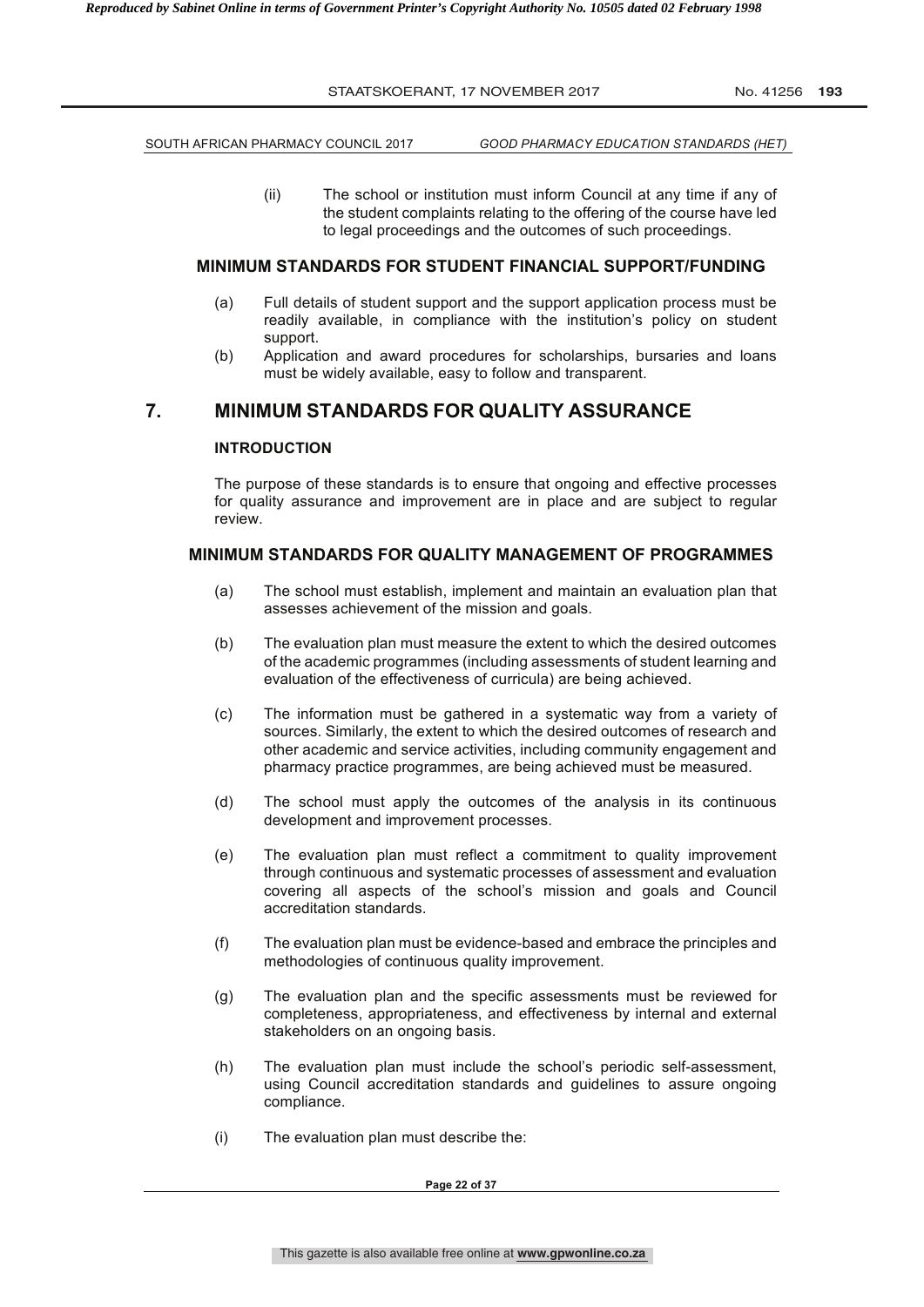(ii) The school or institution must inform Council at any time if any of the student complaints relating to the offering of the course have led to legal proceedings and the outcomes of such proceedings.

### MINIMUM STANDARDS FOR STUDENT FINANCIAL SUPPORT/FUNDING

(a) Full details of student support and the support application process must be readily available, in compliance with the institution's policy on student support.

(b) Application and award procedures for scholarships, bursaries and loans must be widely available, easy to follow and transparent.

## 7. MINIMUM STANDARDS FOR QUALITY ASSURANCE

### INTRODUCTION

The purpose of these standards is to ensure that ongoing and effective processes for quality assurance and improvement are in place and are subject to regular review.

### MINIMUM STANDARDS FOR QUALITY MANAGEMENT OF PROGRAMMES

(a) The school must establish, implement and maintain an evaluation plan that assesses achievement of the mission and goals.

(b) The evaluation plan must measure the extent to which the desired outcomes of the academic programmes (including assessments of student learning and evaluation of the effectiveness of curricula) are being achieved.

(c) The information must be gathered in a systematic way from a variety of sources. Similarly, the extent to which the desired outcomes of research and other academic and service activities, including community engagement and pharmacy practice programmes, are being achieved must be measured.

(d) The school must apply the outcomes of the analysis in its continuous development and improvement processes.

(e) The evaluation plan must reflect a commitment to quality improvement through continuous and systematic processes of assessment and evaluation covering all aspects of the school's mission and goals and Council accreditation standards.

(f) The evaluation plan must be evidence-based and embrace the principles and methodologies of continuous quality improvement.

(g) The evaluation plan and the specific assessments must be reviewed for completeness, appropriateness, and effectiveness by internal and external stakeholders on an ongoing basis.

(h) The evaluation plan must include the school's periodic self-assessment, using Council accreditation standards and guidelines to assure ongoing compliance.

(i) The evaluation plan must describe the: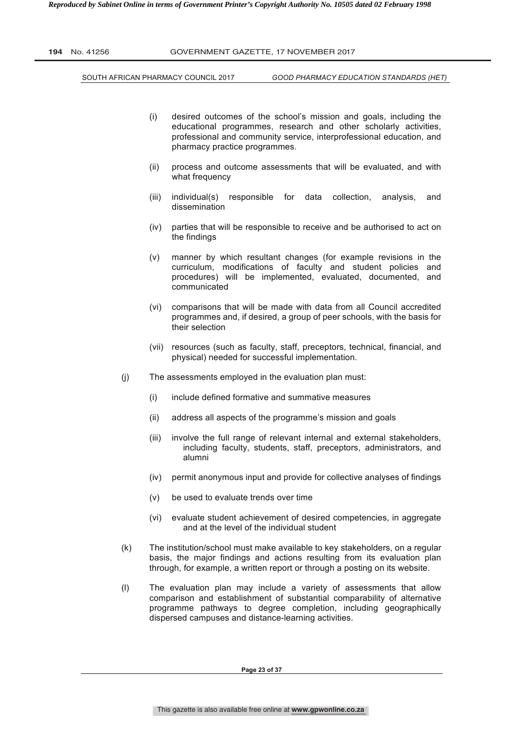(i) desired outcomes of the school's mission and goals, including the educational programmes, research and other scholarly activities, professional and community service, interprofessional education, and pharmacy practice programmes.

(ii) process and outcome assessments that will be evaluated, and with what frequency

(iii) individual(s) responsible for data collection, analysis, and dissemination

(iv) parties that will be responsible to receive and be authorised to act on the findings

(v) manner by which resultant changes (for example revisions in the curriculum, modifications of faculty and student policies and procedures) will be implemented, evaluated, documented, and communicated

(vi) comparisons that will be made with data from all Council accredited programmes and, if desired, a group of peer schools, with the basis for their selection

(vii) resources (such as faculty, staff, preceptors, technical, financial, and physical) needed for successful implementation.

(j) The assessments employed in the evaluation plan must:

(i) include defined formative and summative measures

(ii) address all aspects of the programme's mission and goals

(iii) involve the full range of relevant internal and external stakeholders, including faculty, students, staff, preceptors, administrators, and alumni

(iv) permit anonymous input and provide for collective analyses of findings

(v) be used to evaluate trends over time

(vi) evaluate student achievement of desired competencies, in aggregate and at the level of the individual student

(k) The institution/school must make available to key stakeholders, on a regular basis, the major findings and actions resulting from its evaluation plan through, for example, a written report or through a posting on its website.

(l) The evaluation plan may include a variety of assessments that allow comparison and establishment of substantial comparability of alternative programme pathways to degree completion, including geographically dispersed campuses and distance-learning activities.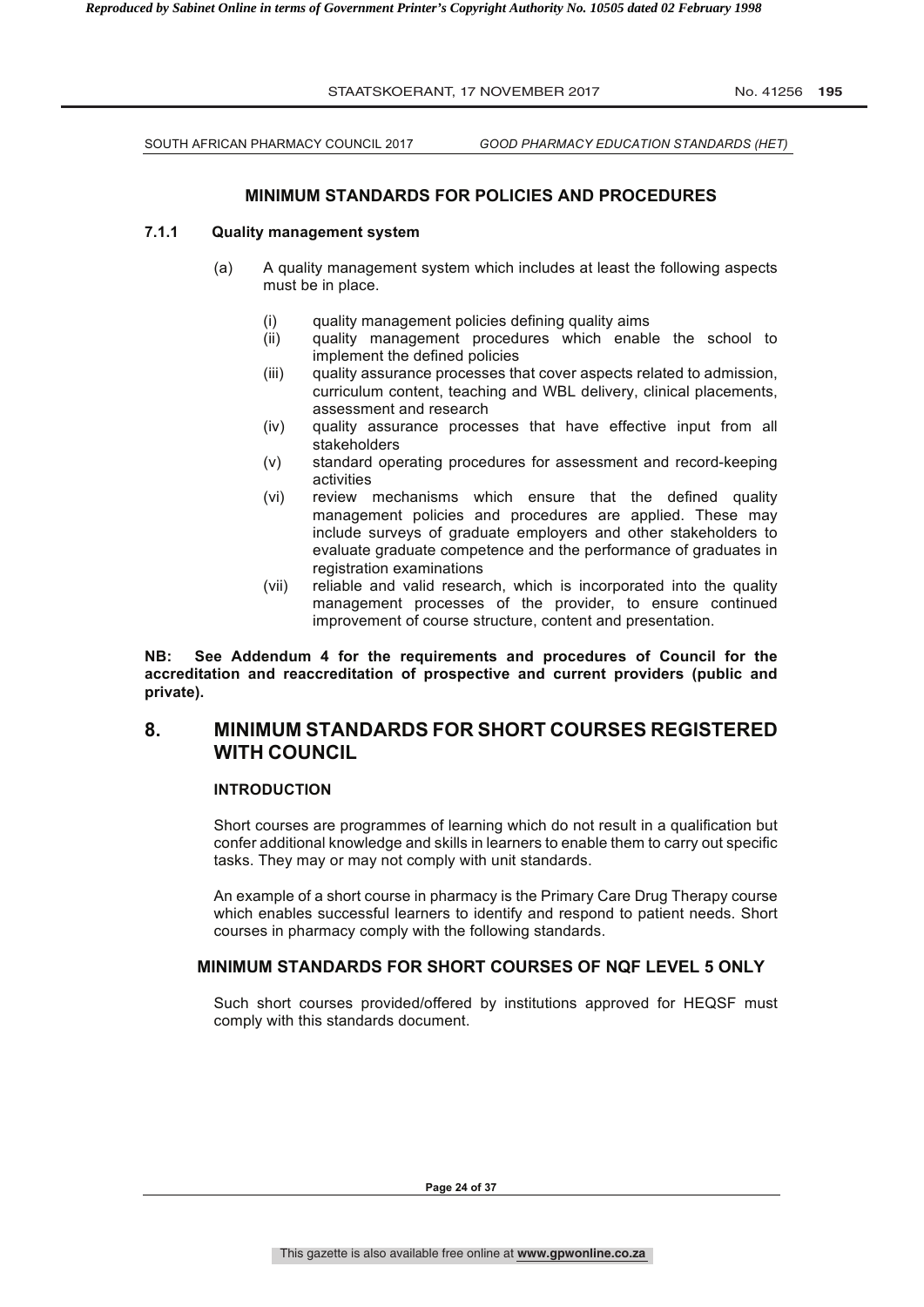### MINIMUM STANDARDS FOR POLICIES AND PROCEDURES

#### 7.1.1 Quality management system

(a) A quality management system which includes at least the following aspects must be in place.

  (i) quality management policies defining quality aims
  (ii) quality management procedures which enable the school to implement the defined policies
  (iii) quality assurance processes that cover aspects related to admission, curriculum content, teaching and WBL delivery, clinical placements, assessment and research
  (iv) quality assurance processes that have effective input from all stakeholders
  (v) standard operating procedures for assessment and record-keeping activities
  (vi) review mechanisms which ensure that the defined quality management policies and procedures are applied. These may include surveys of graduate employers and other stakeholders to evaluate graduate competence and the performance of graduates in registration examinations
  (vii) reliable and valid research, which is incorporated into the quality management processes of the provider, to ensure continued improvement of course structure, content and presentation.

**NB: See Addendum 4 for the requirements and procedures of Council for the accreditation and reaccreditation of prospective and current providers (public and private).**

## 8. MINIMUM STANDARDS FOR SHORT COURSES REGISTERED WITH COUNCIL

### INTRODUCTION

Short courses are programmes of learning which do not result in a qualification but confer additional knowledge and skills in learners to enable them to carry out specific tasks. They may or may not comply with unit standards.

An example of a short course in pharmacy is the Primary Care Drug Therapy course which enables successful learners to identify and respond to patient needs. Short courses in pharmacy comply with the following standards.

### MINIMUM STANDARDS FOR SHORT COURSES OF NQF LEVEL 5 ONLY

Such short courses provided/offered by institutions approved for HEQSF must comply with this standards document.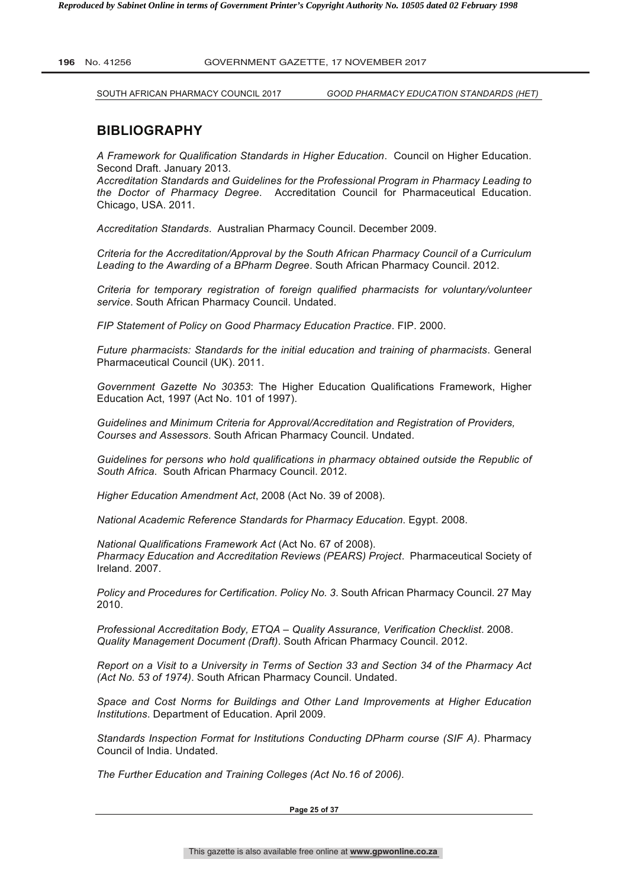## BIBLIOGRAPHY

*A Framework for Qualification Standards in Higher Education*. Council on Higher Education. Second Draft. January 2013.
*Accreditation Standards and Guidelines for the Professional Program in Pharmacy Leading to the Doctor of Pharmacy Degree*. Accreditation Council for Pharmaceutical Education. Chicago, USA. 2011.

*Accreditation Standards*. Australian Pharmacy Council. December 2009.

*Criteria for the Accreditation/Approval by the South African Pharmacy Council of a Curriculum Leading to the Awarding of a BPharm Degree*. South African Pharmacy Council. 2012.

*Criteria for temporary registration of foreign qualified pharmacists for voluntary/volunteer service*. South African Pharmacy Council. Undated.

*FIP Statement of Policy on Good Pharmacy Education Practice*. FIP. 2000.

*Future pharmacists: Standards for the initial education and training of pharmacists*. General Pharmaceutical Council (UK). 2011.

*Government Gazette No 30353*: The Higher Education Qualifications Framework, Higher Education Act, 1997 (Act No. 101 of 1997).

*Guidelines and Minimum Criteria for Approval/Accreditation and Registration of Providers, Courses and Assessors*. South African Pharmacy Council. Undated.

*Guidelines for persons who hold qualifications in pharmacy obtained outside the Republic of South Africa*. South African Pharmacy Council. 2012.

*Higher Education Amendment Act*, 2008 (Act No. 39 of 2008).

*National Academic Reference Standards for Pharmacy Education*. Egypt. 2008.

*National Qualifications Framework Act* (Act No. 67 of 2008).
*Pharmacy Education and Accreditation Reviews (PEARS) Project*. Pharmaceutical Society of Ireland. 2007.

*Policy and Procedures for Certification. Policy No. 3*. South African Pharmacy Council. 27 May 2010.

*Professional Accreditation Body, ETQA – Quality Assurance, Verification Checklist*. 2008.
*Quality Management Document (Draft)*. South African Pharmacy Council. 2012.

*Report on a Visit to a University in Terms of Section 33 and Section 34 of the Pharmacy Act (Act No. 53 of 1974)*. South African Pharmacy Council. Undated.

*Space and Cost Norms for Buildings and Other Land Improvements at Higher Education Institutions*. Department of Education. April 2009.

*Standards Inspection Format for Institutions Conducting DPharm course (SIF A)*. Pharmacy Council of India. Undated.

*The Further Education and Training Colleges (Act No.16 of 2006).*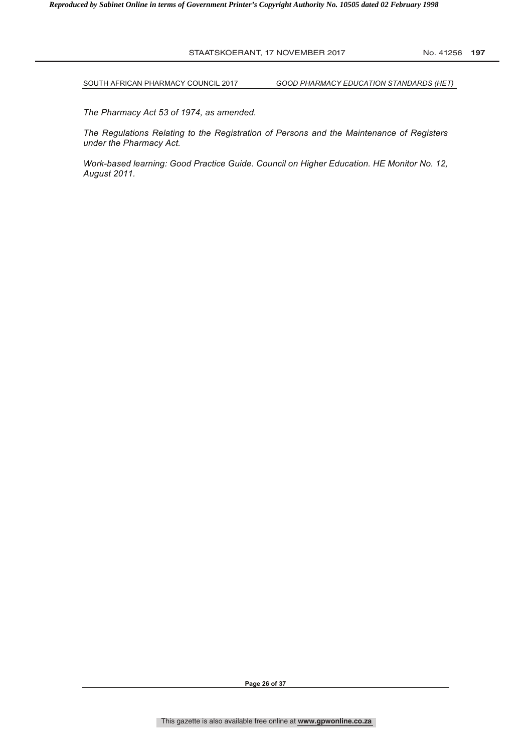*The Pharmacy Act 53 of 1974, as amended.*

*The Regulations Relating to the Registration of Persons and the Maintenance of Registers under the Pharmacy Act.*

*Work-based learning: Good Practice Guide. Council on Higher Education. HE Monitor No. 12, August 2011.*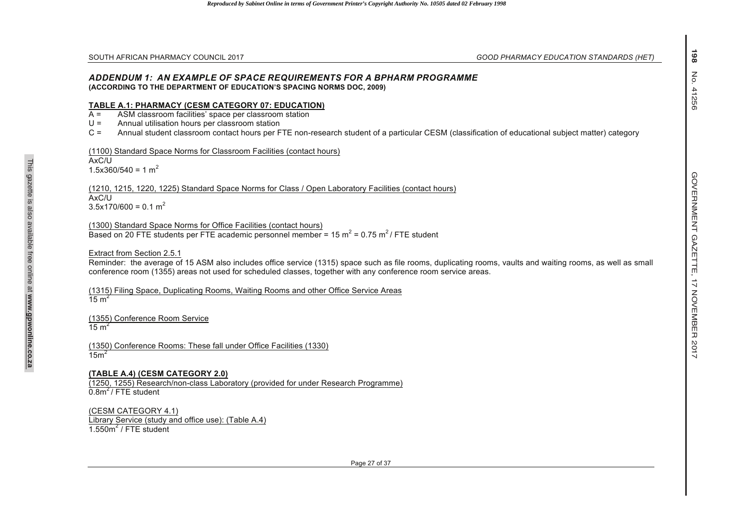## ADDENDUM 1: AN EXAMPLE OF SPACE REQUIREMENTS FOR A BPHARM PROGRAMME

**(ACCORDING TO THE DEPARTMENT OF EDUCATION'S SPACING NORMS DOC, 2009)**

**TABLE A.1: PHARMACY (CESM CATEGORY 07: EDUCATION)**

A = ASM classroom facilities' space per classroom station
U = Annual utilisation hours per classroom station
C = Annual student classroom contact hours per FTE non-research student of a particular CESM (classification of educational subject matter) category

(1100) Standard Space Norms for Classroom Facilities (contact hours)
AxC/U
$1.5 \times 360/540 = 1 \text{ m}^2$

(1210, 1215, 1220, 1225) Standard Space Norms for Class / Open Laboratory Facilities (contact hours)
AxC/U
$3.5 \times 170/600 = 0.1 \text{ m}^2$

(1300) Standard Space Norms for Office Facilities (contact hours)
Based on 20 FTE students per FTE academic personnel member = $15 \text{ m}^2 = 0.75 \text{ m}^2$ / FTE student

Extract from Section 2.5.1
Reminder: the average of 15 ASM also includes office service (1315) space such as file rooms, duplicating rooms, vaults and waiting rooms, as well as small conference room (1355) areas not used for scheduled classes, together with any conference room service areas.

(1315) Filing Space, Duplicating Rooms, Waiting Rooms and other Office Service Areas
$15 \text{ m}^2$

(1355) Conference Room Service
$15 \text{ m}^2$

(1350) Conference Rooms: These fall under Office Facilities (1330)
$15\text{m}^2$

**(TABLE A.4) (CESM CATEGORY 2.0)**

(1250, 1255) Research/non-class Laboratory (provided for under Research Programme)
$0.8\text{m}^2$ / FTE student

(CESM CATEGORY 4.1)
Library Service (study and office use): (Table A.4)
$1.550\text{m}^2$ / FTE student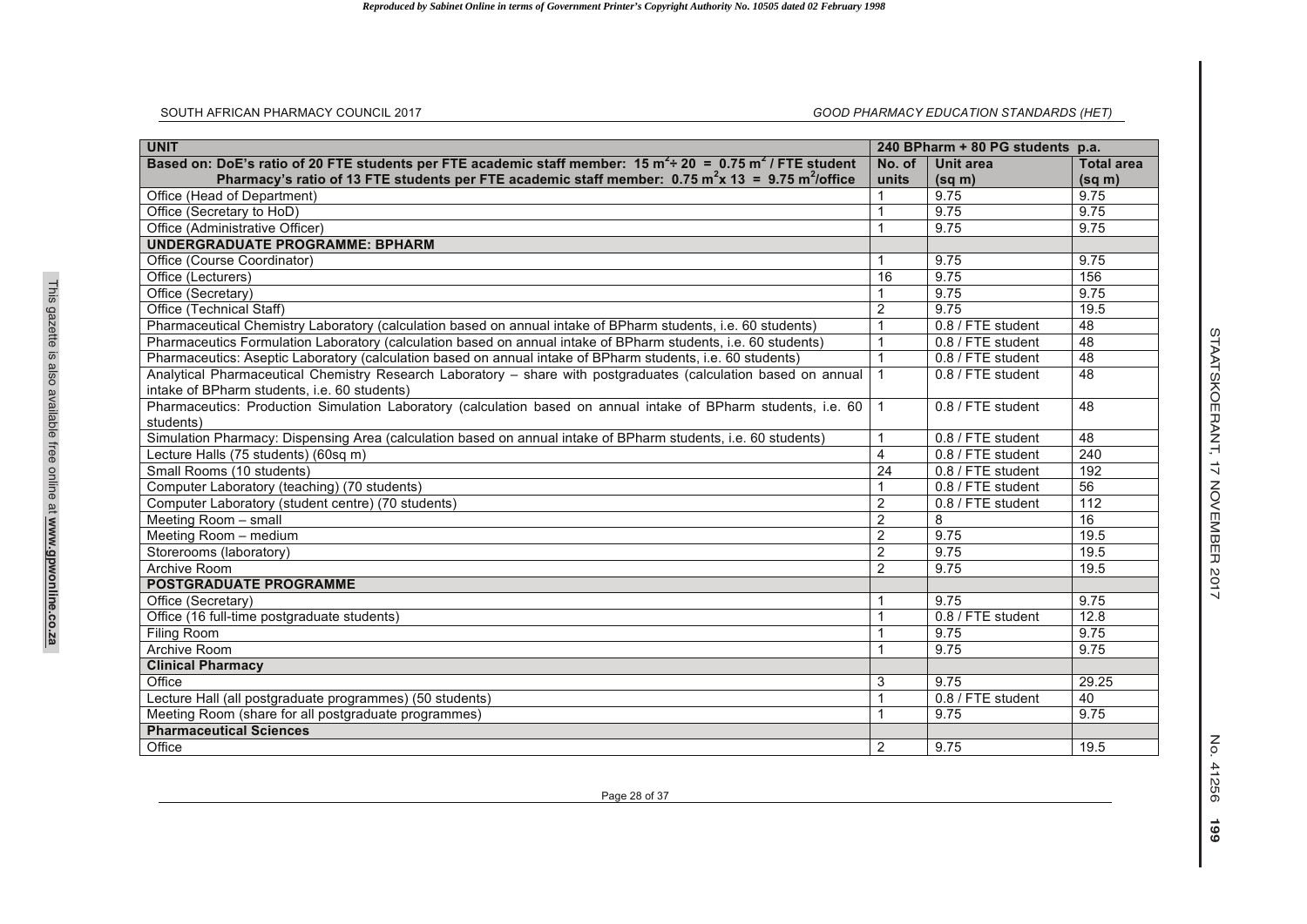| UNIT | 240 BPharm + 80 PG students p.a. | | |
|---|---|---|---|
| **Based on: DoE's ratio of 20 FTE students per FTE academic staff member: 15 $m^2 \div 20$ = 0.75 $m^2$ / FTE student Pharmacy's ratio of 13 FTE students per FTE academic staff member: 0.75 $m^2$x 13 = 9.75 $m^2$/office** | **No. of units** | **Unit area (sq m)** | **Total area (sq m)** |
| Office (Head of Department) | 1 | 9.75 | 9.75 |
| Office (Secretary to HoD) | 1 | 9.75 | 9.75 |
| Office (Administrative Officer) | 1 | 9.75 | 9.75 |
| **UNDERGRADUATE PROGRAMME: BPHARM** | | | |
| Office (Course Coordinator) | 1 | 9.75 | 9.75 |
| Office (Lecturers) | 16 | 9.75 | 156 |
| Office (Secretary) | 1 | 9.75 | 9.75 |
| Office (Technical Staff) | 2 | 9.75 | 19.5 |
| Pharmaceutical Chemistry Laboratory (calculation based on annual intake of BPharm students, i.e. 60 students) | 1 | 0.8 / FTE student | 48 |
| Pharmaceutics Formulation Laboratory (calculation based on annual intake of BPharm students, i.e. 60 students) | 1 | 0.8 / FTE student | 48 |
| Pharmaceutics: Aseptic Laboratory (calculation based on annual intake of BPharm students, i.e. 60 students) | 1 | 0.8 / FTE student | 48 |
| Analytical Pharmaceutical Chemistry Research Laboratory – share with postgraduates (calculation based on annual intake of BPharm students, i.e. 60 students) | 1 | 0.8 / FTE student | 48 |
| Pharmaceutics: Production Simulation Laboratory (calculation based on annual intake of BPharm students, i.e. 60 students) | 1 | 0.8 / FTE student | 48 |
| Simulation Pharmacy: Dispensing Area (calculation based on annual intake of BPharm students, i.e. 60 students) | 1 | 0.8 / FTE student | 48 |
| Lecture Halls (75 students) (60sq m) | 4 | 0.8 / FTE student | 240 |
| Small Rooms (10 students) | 24 | 0.8 / FTE student | 192 |
| Computer Laboratory (teaching) (70 students) | 1 | 0.8 / FTE student | 56 |
| Computer Laboratory (student centre) (70 students) | 2 | 0.8 / FTE student | 112 |
| Meeting Room – small | 2 | 8 | 16 |
| Meeting Room – medium | 2 | 9.75 | 19.5 |
| Storerooms (laboratory) | 2 | 9.75 | 19.5 |
| Archive Room | 2 | 9.75 | 19.5 |
| **POSTGRADUATE PROGRAMME** | | | |
| Office (Secretary) | 1 | 9.75 | 9.75 |
| Office (16 full-time postgraduate students) | 1 | 0.8 / FTE student | 12.8 |
| Filing Room | 1 | 9.75 | 9.75 |
| Archive Room | 1 | 9.75 | 9.75 |
| **Clinical Pharmacy** | | | |
| Office | 3 | 9.75 | 29.25 |
| Lecture Hall (all postgraduate programmes) (50 students) | 1 | 0.8 / FTE student | 40 |
| Meeting Room (share for all postgraduate programmes) | 1 | 9.75 | 9.75 |
| **Pharmaceutical Sciences** | | | |
| Office | 2 | 9.75 | 19.5 |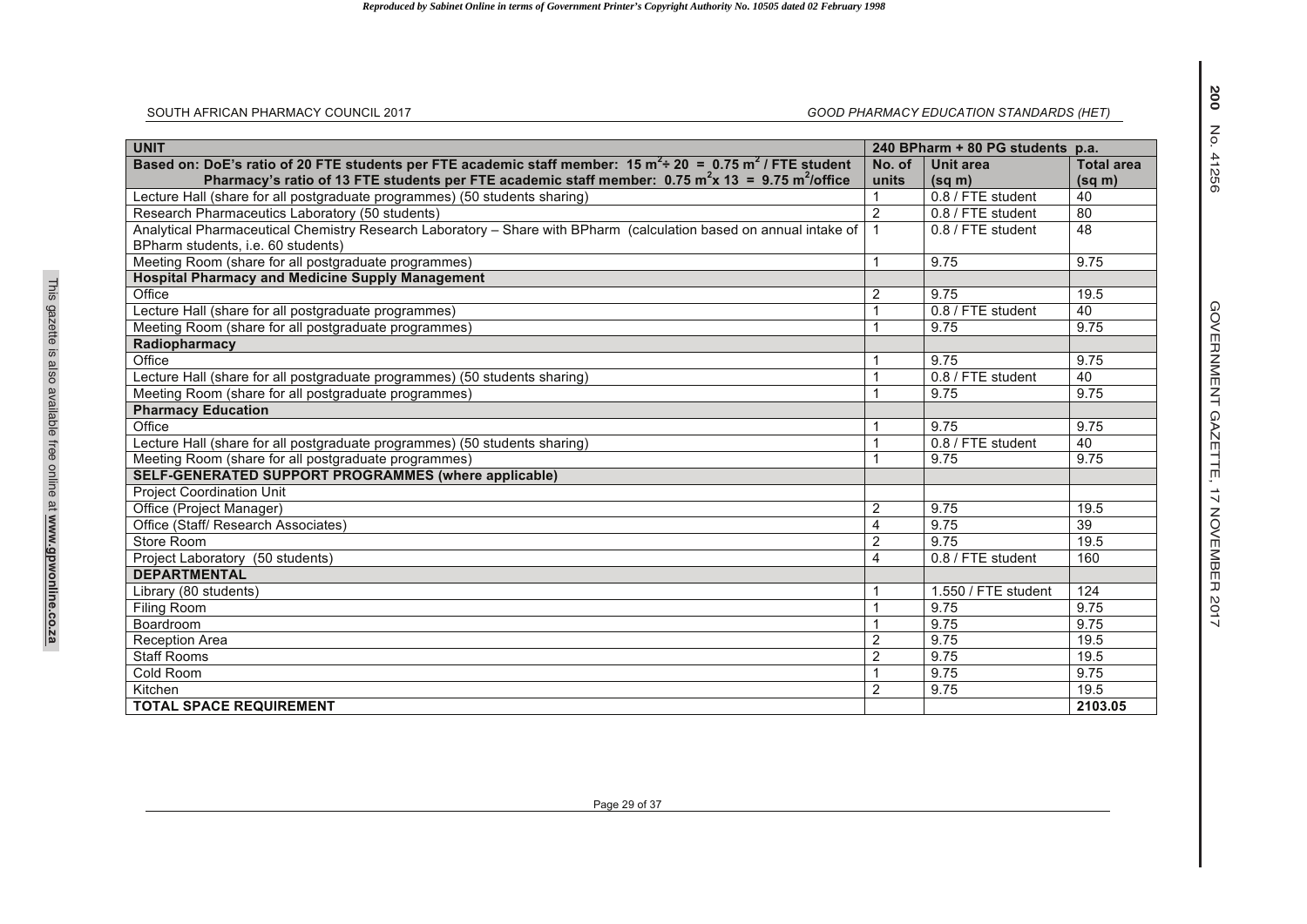| UNIT | 240 BPharm + 80 PG students p.a. | | |
|---|---|---|---|
| **Based on: DoE's ratio of 20 FTE students per FTE academic staff member: 15 $m^2$ ÷ 20 = 0.75 $m^2$ / FTE student Pharmacy's ratio of 13 FTE students per FTE academic staff member: 0.75 $m^2$ x 13 = 9.75 $m^2$/office** | **No. of units** | **Unit area (sq m)** | **Total area (sq m)** |
| Lecture Hall (share for all postgraduate programmes) (50 students sharing) | 1 | 0.8 / FTE student | 40 |
| Research Pharmaceutics Laboratory (50 students) | 2 | 0.8 / FTE student | 80 |
| Analytical Pharmaceutical Chemistry Research Laboratory – Share with BPharm (calculation based on annual intake of BPharm students, i.e. 60 students) | 1 | 0.8 / FTE student | 48 |
| Meeting Room (share for all postgraduate programmes) | 1 | 9.75 | 9.75 |
| **Hospital Pharmacy and Medicine Supply Management** | | | |
| Office | 2 | 9.75 | 19.5 |
| Lecture Hall (share for all postgraduate programmes) | 1 | 0.8 / FTE student | 40 |
| Meeting Room (share for all postgraduate programmes) | 1 | 9.75 | 9.75 |
| **Radiopharmacy** | | | |
| Office | 1 | 9.75 | 9.75 |
| Lecture Hall (share for all postgraduate programmes) (50 students sharing) | 1 | 0.8 / FTE student | 40 |
| Meeting Room (share for all postgraduate programmes) | 1 | 9.75 | 9.75 |
| **Pharmacy Education** | | | |
| Office | 1 | 9.75 | 9.75 |
| Lecture Hall (share for all postgraduate programmes) (50 students sharing) | 1 | 0.8 / FTE student | 40 |
| Meeting Room (share for all postgraduate programmes) | 1 | 9.75 | 9.75 |
| **SELF-GENERATED SUPPORT PROGRAMMES (where applicable)** | | | |
| Project Coordination Unit | | | |
| Office (Project Manager) | 2 | 9.75 | 19.5 |
| Office (Staff/ Research Associates) | 4 | 9.75 | 39 |
| Store Room | 2 | 9.75 | 19.5 |
| Project Laboratory (50 students) | 4 | 0.8 / FTE student | 160 |
| **DEPARTMENTAL** | | | |
| Library (80 students) | 1 | 1.550 / FTE student | 124 |
| Filing Room | 1 | 9.75 | 9.75 |
| Boardroom | 1 | 9.75 | 9.75 |
| Reception Area | 2 | 9.75 | 19.5 |
| Staff Rooms | 2 | 9.75 | 19.5 |
| Cold Room | 1 | 9.75 | 9.75 |
| Kitchen | 2 | 9.75 | 19.5 |
| **TOTAL SPACE REQUIREMENT** | | | **2103.05** |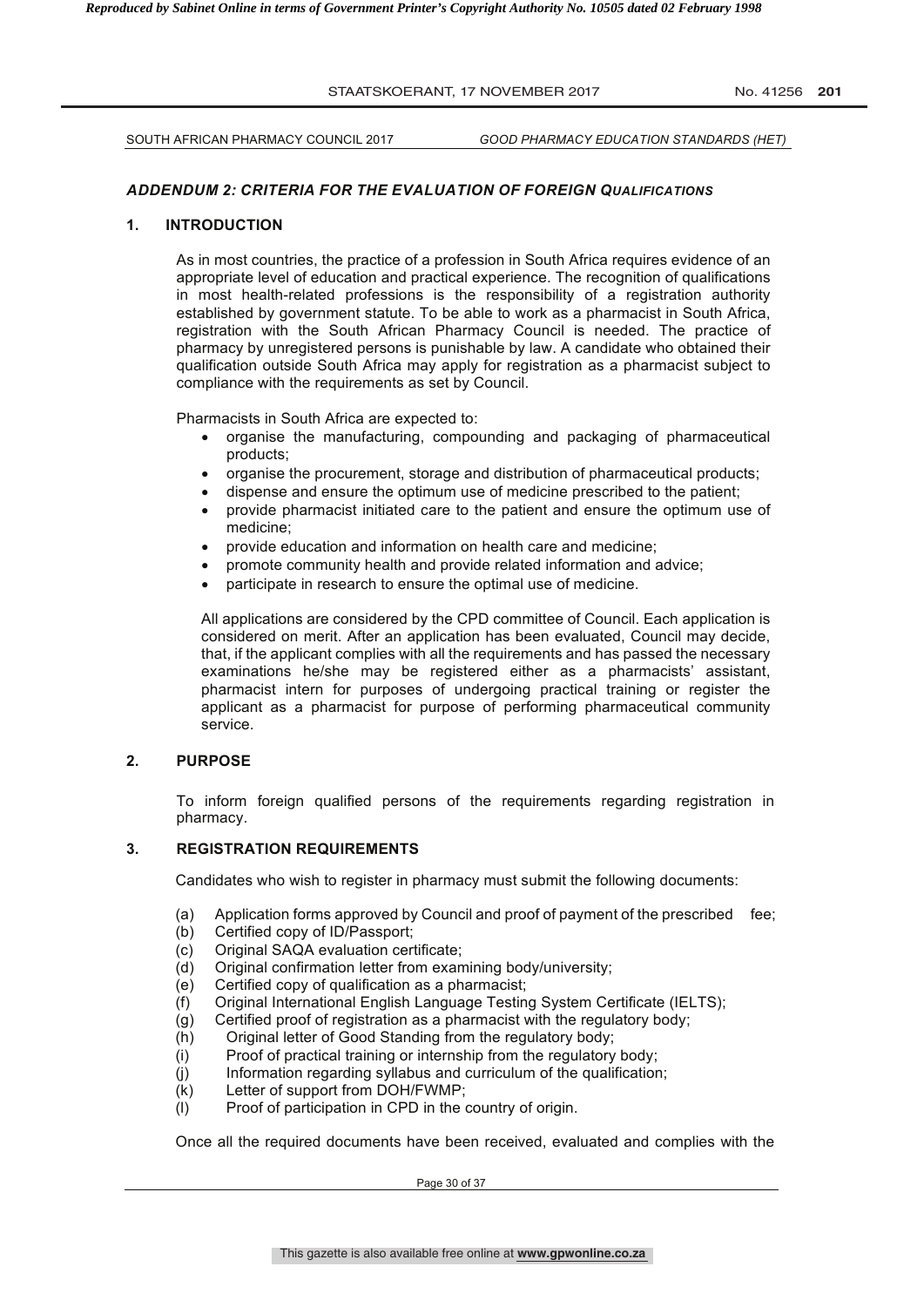## *ADDENDUM 2: CRITERIA FOR THE EVALUATION OF FOREIGN QUALIFICATIONS*

### 1. INTRODUCTION

As in most countries, the practice of a profession in South Africa requires evidence of an appropriate level of education and practical experience. The recognition of qualifications in most health-related professions is the responsibility of a registration authority established by government statute. To be able to work as a pharmacist in South Africa, registration with the South African Pharmacy Council is needed. The practice of pharmacy by unregistered persons is punishable by law. A candidate who obtained their qualification outside South Africa may apply for registration as a pharmacist subject to compliance with the requirements as set by Council.

Pharmacists in South Africa are expected to:

- organise the manufacturing, compounding and packaging of pharmaceutical products;
- organise the procurement, storage and distribution of pharmaceutical products;
- dispense and ensure the optimum use of medicine prescribed to the patient;
- provide pharmacist initiated care to the patient and ensure the optimum use of medicine;
- provide education and information on health care and medicine;
- promote community health and provide related information and advice;
- participate in research to ensure the optimal use of medicine.

All applications are considered by the CPD committee of Council. Each application is considered on merit. After an application has been evaluated, Council may decide, that, if the applicant complies with all the requirements and has passed the necessary examinations he/she may be registered either as a pharmacists' assistant, pharmacist intern for purposes of undergoing practical training or register the applicant as a pharmacist for purpose of performing pharmaceutical community service.

### 2. PURPOSE

To inform foreign qualified persons of the requirements regarding registration in pharmacy.

### 3. REGISTRATION REQUIREMENTS

Candidates who wish to register in pharmacy must submit the following documents:

(a) Application forms approved by Council and proof of payment of the prescribed fee;
(b) Certified copy of ID/Passport;
(c) Original SAQA evaluation certificate;
(d) Original confirmation letter from examining body/university;
(e) Certified copy of qualification as a pharmacist;
(f) Original International English Language Testing System Certificate (IELTS);
(g) Certified proof of registration as a pharmacist with the regulatory body;
(h) Original letter of Good Standing from the regulatory body;
(i) Proof of practical training or internship from the regulatory body;
(j) Information regarding syllabus and curriculum of the qualification;
(k) Letter of support from DOH/FWMP;
(l) Proof of participation in CPD in the country of origin.

Once all the required documents have been received, evaluated and complies with the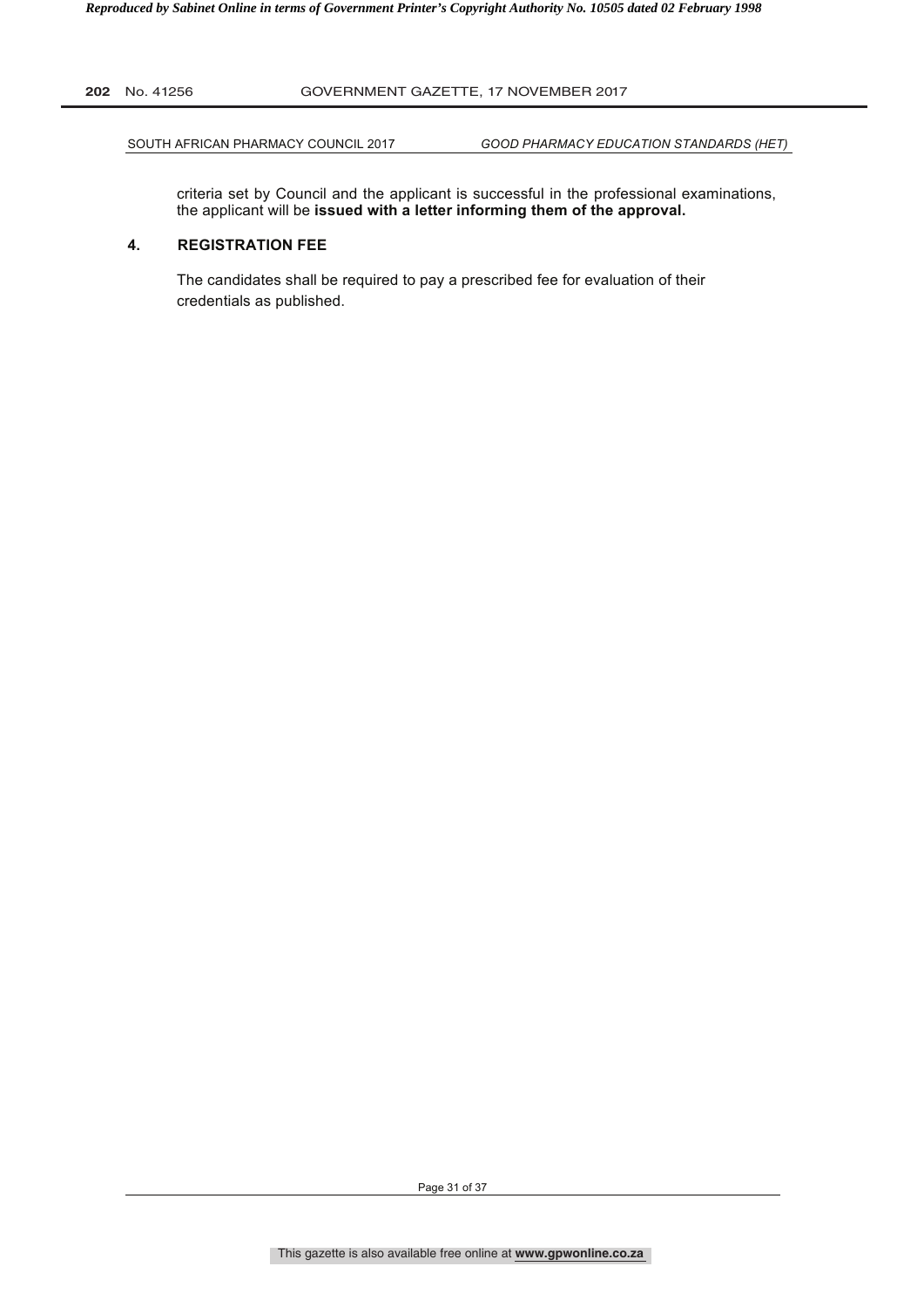criteria set by Council and the applicant is successful in the professional examinations, the applicant will be **issued with a letter informing them of the approval.**

## 4. REGISTRATION FEE

The candidates shall be required to pay a prescribed fee for evaluation of their credentials as published.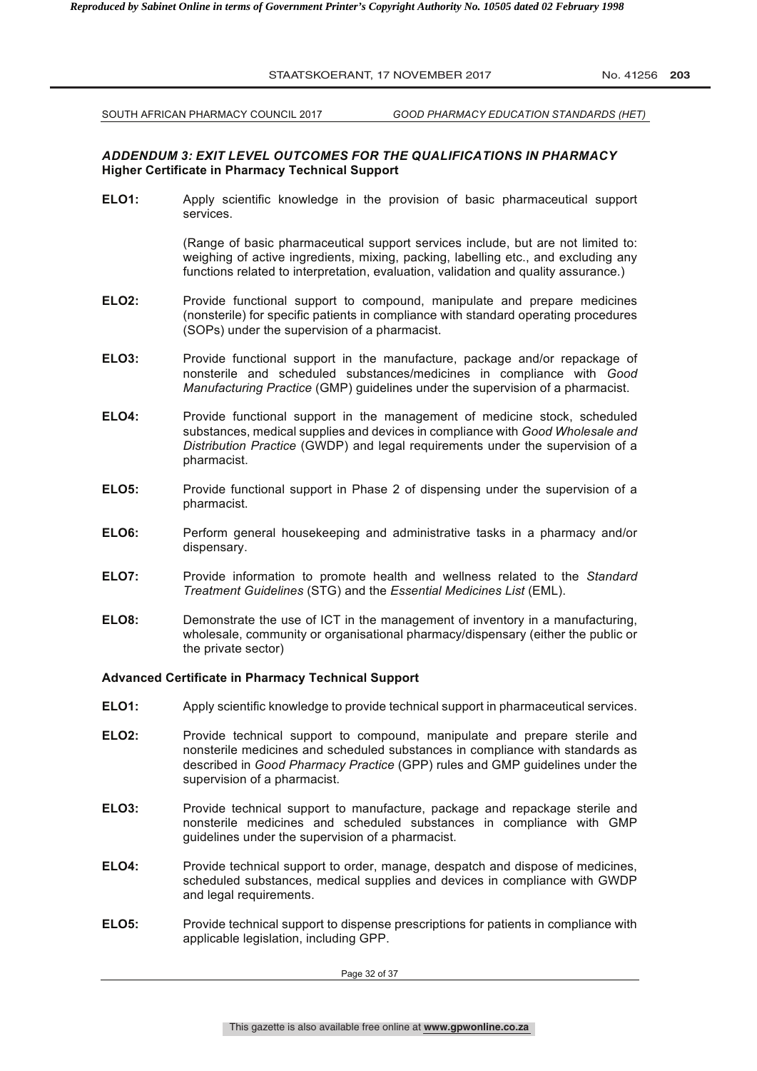### *ADDENDUM 3: EXIT LEVEL OUTCOMES FOR THE QUALIFICATIONS IN PHARMACY*

**Higher Certificate in Pharmacy Technical Support**

**ELO1:** Apply scientific knowledge in the provision of basic pharmaceutical support services.

(Range of basic pharmaceutical support services include, but are not limited to: weighing of active ingredients, mixing, packing, labelling etc., and excluding any functions related to interpretation, evaluation, validation and quality assurance.)

**ELO2:** Provide functional support to compound, manipulate and prepare medicines (nonsterile) for specific patients in compliance with standard operating procedures (SOPs) under the supervision of a pharmacist.

**ELO3:** Provide functional support in the manufacture, package and/or repackage of nonsterile and scheduled substances/medicines in compliance with *Good Manufacturing Practice* (GMP) guidelines under the supervision of a pharmacist.

**ELO4:** Provide functional support in the management of medicine stock, scheduled substances, medical supplies and devices in compliance with *Good Wholesale and Distribution Practice* (GWDP) and legal requirements under the supervision of a pharmacist.

**ELO5:** Provide functional support in Phase 2 of dispensing under the supervision of a pharmacist.

**ELO6:** Perform general housekeeping and administrative tasks in a pharmacy and/or dispensary.

**ELO7:** Provide information to promote health and wellness related to the *Standard Treatment Guidelines* (STG) and the *Essential Medicines List* (EML).

**ELO8:** Demonstrate the use of ICT in the management of inventory in a manufacturing, wholesale, community or organisational pharmacy/dispensary (either the public or the private sector)

**Advanced Certificate in Pharmacy Technical Support**

**ELO1:** Apply scientific knowledge to provide technical support in pharmaceutical services.

**ELO2:** Provide technical support to compound, manipulate and prepare sterile and nonsterile medicines and scheduled substances in compliance with standards as described in *Good Pharmacy Practice* (GPP) rules and GMP guidelines under the supervision of a pharmacist.

**ELO3:** Provide technical support to manufacture, package and repackage sterile and nonsterile medicines and scheduled substances in compliance with GMP guidelines under the supervision of a pharmacist.

**ELO4:** Provide technical support to order, manage, despatch and dispose of medicines, scheduled substances, medical supplies and devices in compliance with GWDP and legal requirements.

**ELO5:** Provide technical support to dispense prescriptions for patients in compliance with applicable legislation, including GPP.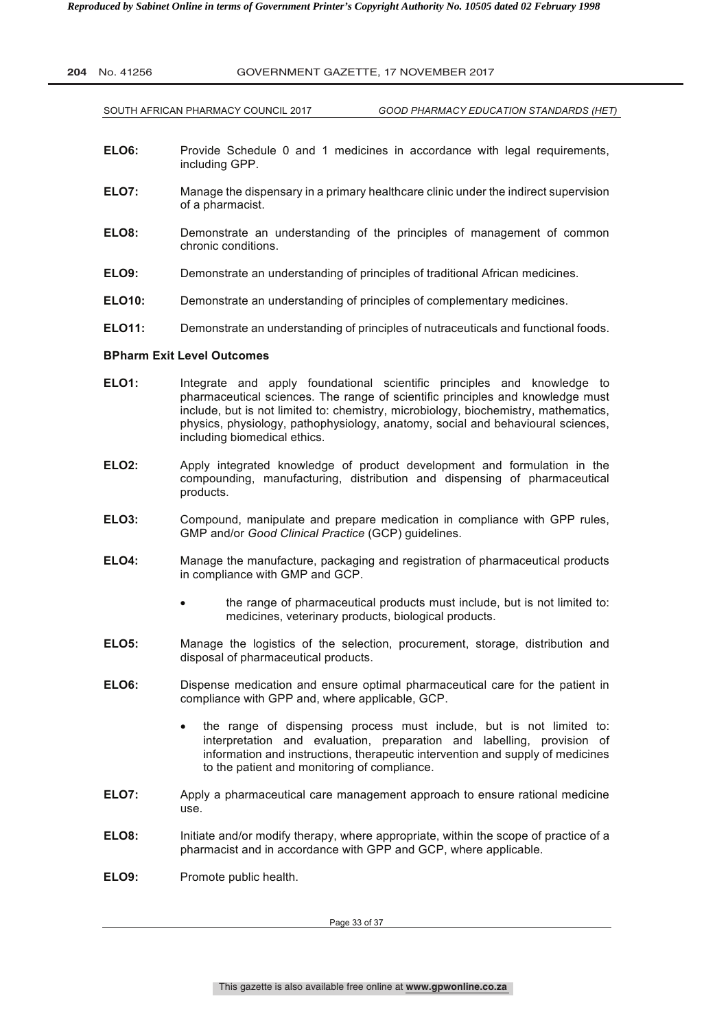**ELO6:** Provide Schedule 0 and 1 medicines in accordance with legal requirements, including GPP.

**ELO7:** Manage the dispensary in a primary healthcare clinic under the indirect supervision of a pharmacist.

**ELO8:** Demonstrate an understanding of the principles of management of common chronic conditions.

**ELO9:** Demonstrate an understanding of principles of traditional African medicines.

**ELO10:** Demonstrate an understanding of principles of complementary medicines.

**ELO11:** Demonstrate an understanding of principles of nutraceuticals and functional foods.

**BPharm Exit Level Outcomes**

**ELO1:** Integrate and apply foundational scientific principles and knowledge to pharmaceutical sciences. The range of scientific principles and knowledge must include, but is not limited to: chemistry, microbiology, biochemistry, mathematics, physics, physiology, pathophysiology, anatomy, social and behavioural sciences, including biomedical ethics.

**ELO2:** Apply integrated knowledge of product development and formulation in the compounding, manufacturing, distribution and dispensing of pharmaceutical products.

**ELO3:** Compound, manipulate and prepare medication in compliance with GPP rules, GMP and/or *Good Clinical Practice* (GCP) guidelines.

**ELO4:** Manage the manufacture, packaging and registration of pharmaceutical products in compliance with GMP and GCP.

- the range of pharmaceutical products must include, but is not limited to: medicines, veterinary products, biological products.

**ELO5:** Manage the logistics of the selection, procurement, storage, distribution and disposal of pharmaceutical products.

**ELO6:** Dispense medication and ensure optimal pharmaceutical care for the patient in compliance with GPP and, where applicable, GCP.

- the range of dispensing process must include, but is not limited to: interpretation and evaluation, preparation and labelling, provision of information and instructions, therapeutic intervention and supply of medicines to the patient and monitoring of compliance.

**ELO7:** Apply a pharmaceutical care management approach to ensure rational medicine use.

**ELO8:** Initiate and/or modify therapy, where appropriate, within the scope of practice of a pharmacist and in accordance with GPP and GCP, where applicable.

**ELO9:** Promote public health.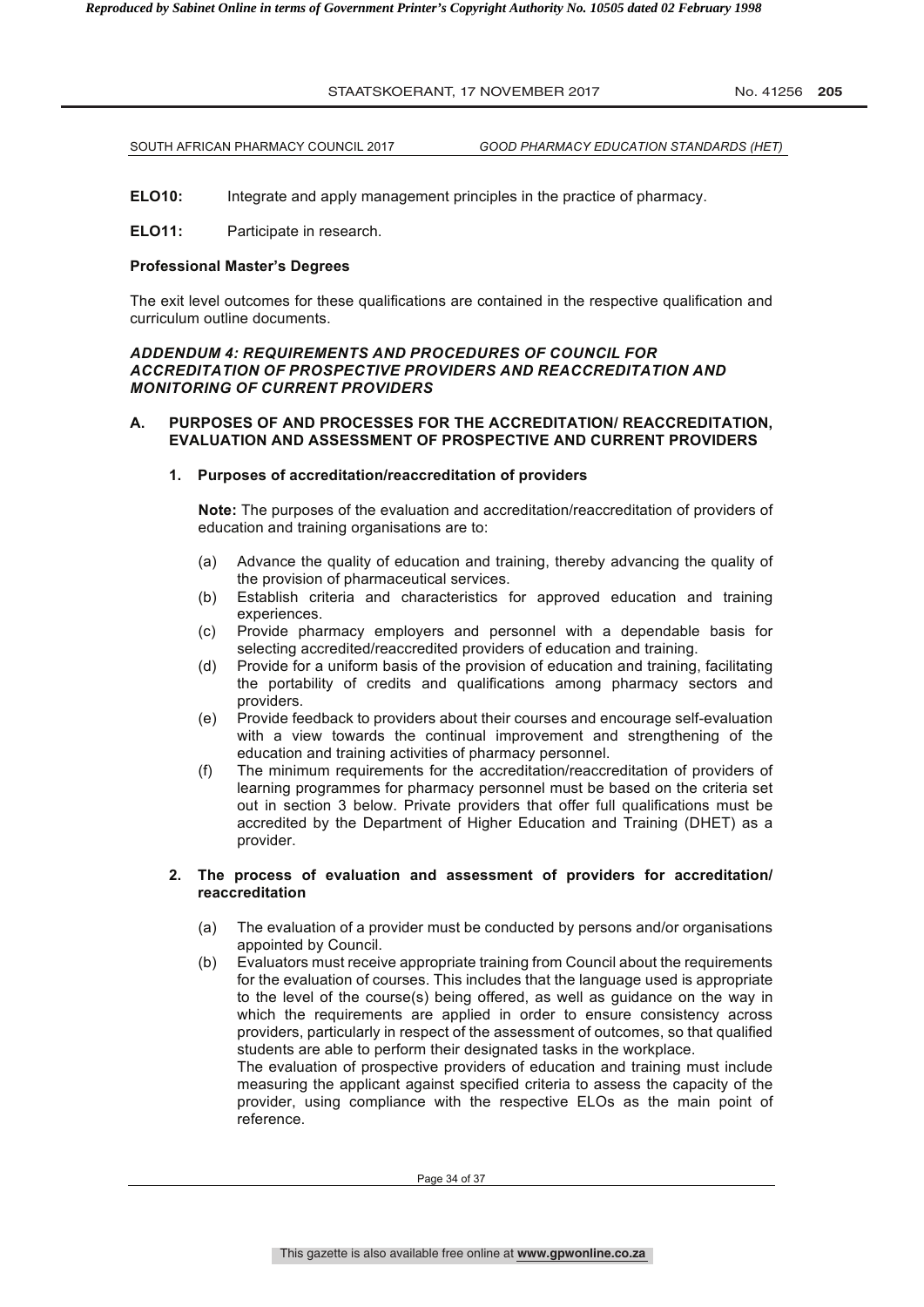**ELO10:** Integrate and apply management principles in the practice of pharmacy.

**ELO11:** Participate in research.

**Professional Master's Degrees**

The exit level outcomes for these qualifications are contained in the respective qualification and curriculum outline documents.

***ADDENDUM 4: REQUIREMENTS AND PROCEDURES OF COUNCIL FOR ACCREDITATION OF PROSPECTIVE PROVIDERS AND REACCREDITATION AND MONITORING OF CURRENT PROVIDERS***

## A. PURPOSES OF AND PROCESSES FOR THE ACCREDITATION/ REACCREDITATION, EVALUATION AND ASSESSMENT OF PROSPECTIVE AND CURRENT PROVIDERS

### 1. Purposes of accreditation/reaccreditation of providers

**Note:** The purposes of the evaluation and accreditation/reaccreditation of providers of education and training organisations are to:

(a) Advance the quality of education and training, thereby advancing the quality of the provision of pharmaceutical services.

(b) Establish criteria and characteristics for approved education and training experiences.

(c) Provide pharmacy employers and personnel with a dependable basis for selecting accredited/reaccredited providers of education and training.

(d) Provide for a uniform basis of the provision of education and training, facilitating the portability of credits and qualifications among pharmacy sectors and providers.

(e) Provide feedback to providers about their courses and encourage self-evaluation with a view towards the continual improvement and strengthening of the education and training activities of pharmacy personnel.

(f) The minimum requirements for the accreditation/reaccreditation of providers of learning programmes for pharmacy personnel must be based on the criteria set out in section 3 below. Private providers that offer full qualifications must be accredited by the Department of Higher Education and Training (DHET) as a provider.

### 2. The process of evaluation and assessment of providers for accreditation/ reaccreditation

(a) The evaluation of a provider must be conducted by persons and/or organisations appointed by Council.

(b) Evaluators must receive appropriate training from Council about the requirements for the evaluation of courses. This includes that the language used is appropriate to the level of the course(s) being offered, as well as guidance on the way in which the requirements are applied in order to ensure consistency across providers, particularly in respect of the assessment of outcomes, so that qualified students are able to perform their designated tasks in the workplace.

The evaluation of prospective providers of education and training must include measuring the applicant against specified criteria to assess the capacity of the provider, using compliance with the respective ELOs as the main point of reference.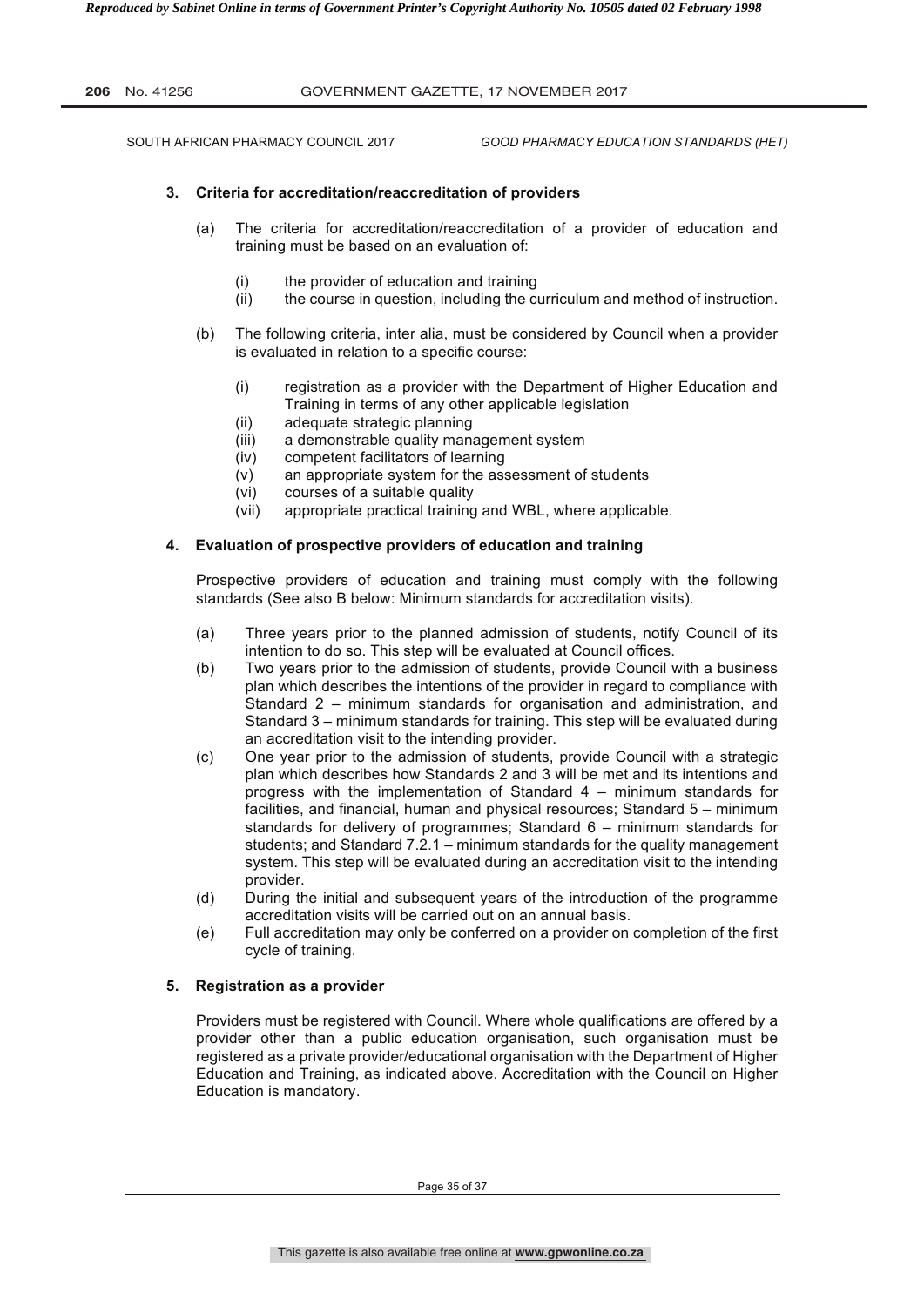## 3. Criteria for accreditation/reaccreditation of providers

(a) The criteria for accreditation/reaccreditation of a provider of education and training must be based on an evaluation of:

   (i) the provider of education and training
   (ii) the course in question, including the curriculum and method of instruction.

(b) The following criteria, inter alia, must be considered by Council when a provider is evaluated in relation to a specific course:

   (i) registration as a provider with the Department of Higher Education and Training in terms of any other applicable legislation
   (ii) adequate strategic planning
   (iii) a demonstrable quality management system
   (iv) competent facilitators of learning
   (v) an appropriate system for the assessment of students
   (vi) courses of a suitable quality
   (vii) appropriate practical training and WBL, where applicable.

## 4. Evaluation of prospective providers of education and training

Prospective providers of education and training must comply with the following standards (See also B below: Minimum standards for accreditation visits).

(a) Three years prior to the planned admission of students, notify Council of its intention to do so. This step will be evaluated at Council offices.

(b) Two years prior to the admission of students, provide Council with a business plan which describes the intentions of the provider in regard to compliance with Standard 2 – minimum standards for organisation and administration, and Standard 3 – minimum standards for training. This step will be evaluated during an accreditation visit to the intending provider.

(c) One year prior to the admission of students, provide Council with a strategic plan which describes how Standards 2 and 3 will be met and its intentions and progress with the implementation of Standard 4 – minimum standards for facilities, and financial, human and physical resources; Standard 5 – minimum standards for delivery of programmes; Standard 6 – minimum standards for students; and Standard 7.2.1 – minimum standards for the quality management system. This step will be evaluated during an accreditation visit to the intending provider.

(d) During the initial and subsequent years of the introduction of the programme accreditation visits will be carried out on an annual basis.

(e) Full accreditation may only be conferred on a provider on completion of the first cycle of training.

## 5. Registration as a provider

Providers must be registered with Council. Where whole qualifications are offered by a provider other than a public education organisation, such organisation must be registered as a private provider/educational organisation with the Department of Higher Education and Training, as indicated above. Accreditation with the Council on Higher Education is mandatory.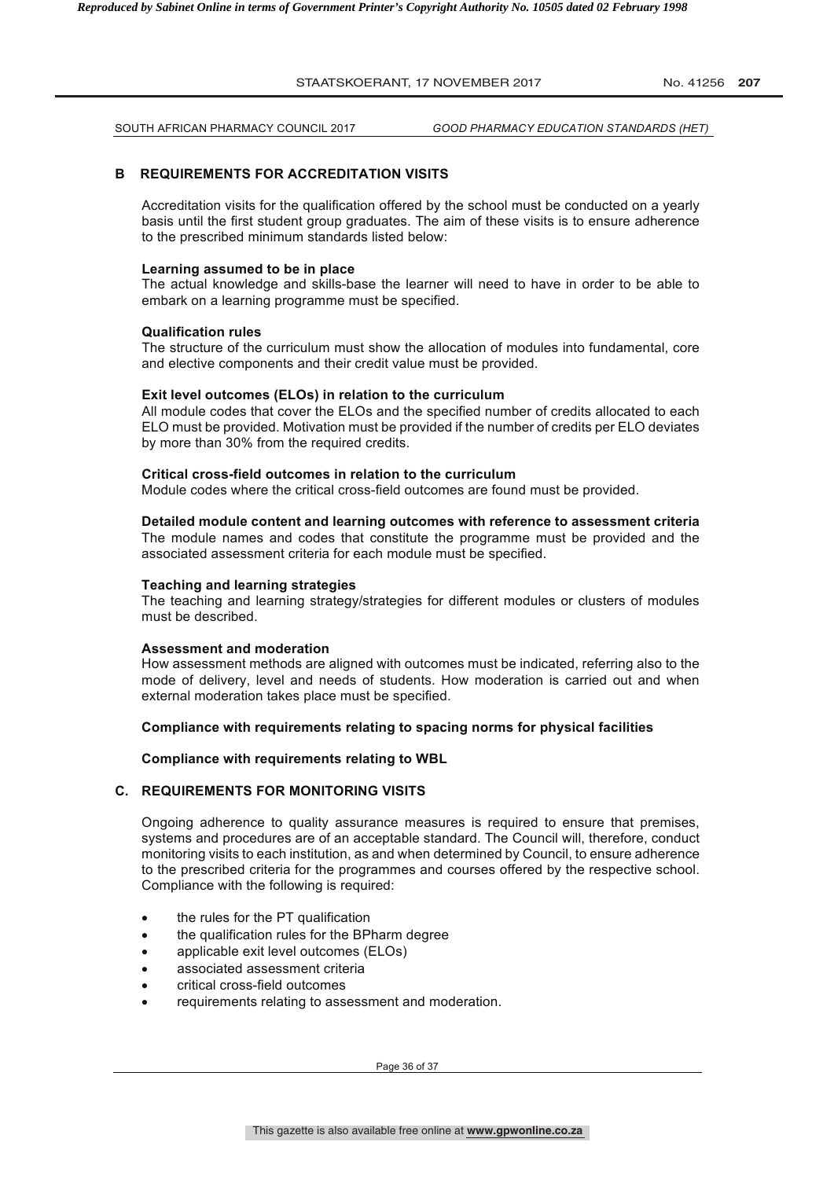## B REQUIREMENTS FOR ACCREDITATION VISITS

Accreditation visits for the qualification offered by the school must be conducted on a yearly basis until the first student group graduates. The aim of these visits is to ensure adherence to the prescribed minimum standards listed below:

**Learning assumed to be in place**
The actual knowledge and skills-base the learner will need to have in order to be able to embark on a learning programme must be specified.

**Qualification rules**
The structure of the curriculum must show the allocation of modules into fundamental, core and elective components and their credit value must be provided.

**Exit level outcomes (ELOs) in relation to the curriculum**
All module codes that cover the ELOs and the specified number of credits allocated to each ELO must be provided. Motivation must be provided if the number of credits per ELO deviates by more than 30% from the required credits.

**Critical cross-field outcomes in relation to the curriculum**
Module codes where the critical cross-field outcomes are found must be provided.

**Detailed module content and learning outcomes with reference to assessment criteria**
The module names and codes that constitute the programme must be provided and the associated assessment criteria for each module must be specified.

**Teaching and learning strategies**
The teaching and learning strategy/strategies for different modules or clusters of modules must be described.

**Assessment and moderation**
How assessment methods are aligned with outcomes must be indicated, referring also to the mode of delivery, level and needs of students. How moderation is carried out and when external moderation takes place must be specified.

**Compliance with requirements relating to spacing norms for physical facilities**

**Compliance with requirements relating to WBL**

## C. REQUIREMENTS FOR MONITORING VISITS

Ongoing adherence to quality assurance measures is required to ensure that premises, systems and procedures are of an acceptable standard. The Council will, therefore, conduct monitoring visits to each institution, as and when determined by Council, to ensure adherence to the prescribed criteria for the programmes and courses offered by the respective school. Compliance with the following is required:

- the rules for the PT qualification
- the qualification rules for the BPharm degree
- applicable exit level outcomes (ELOs)
- associated assessment criteria
- critical cross-field outcomes
- requirements relating to assessment and moderation.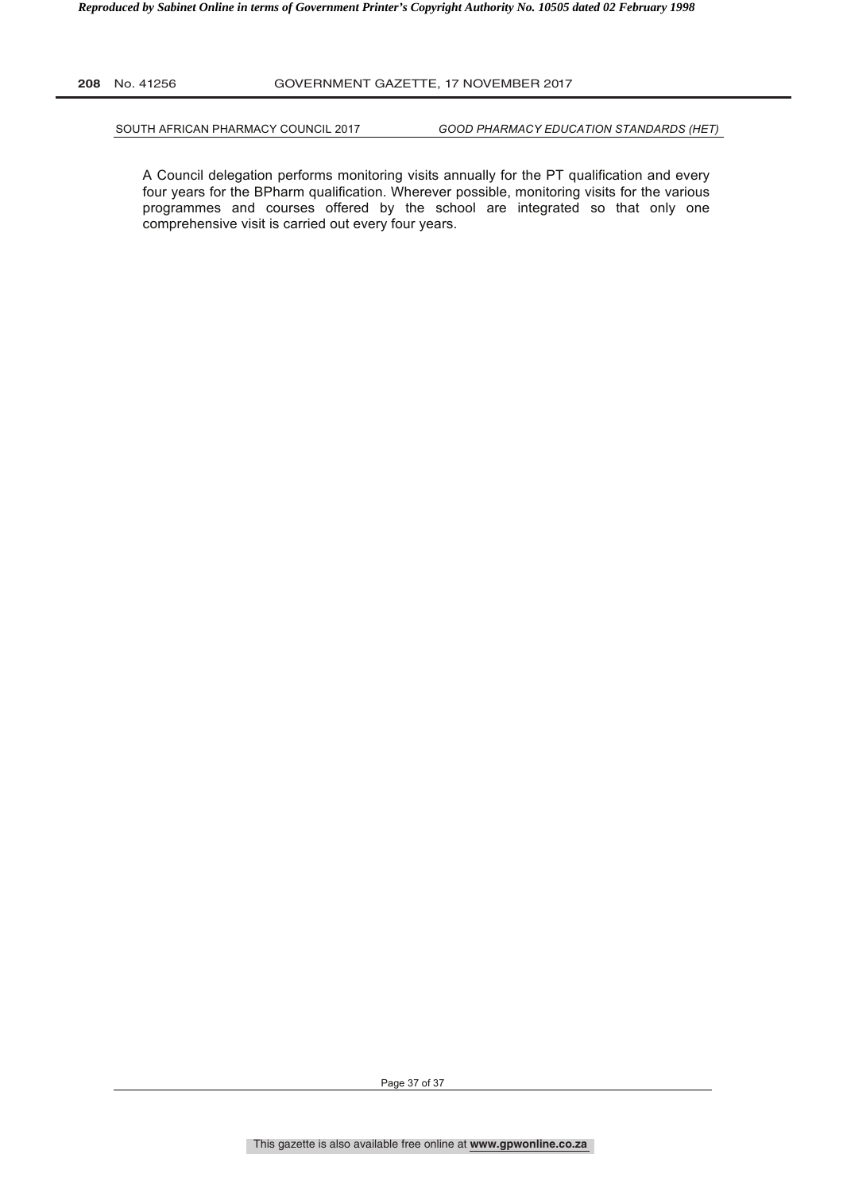A Council delegation performs monitoring visits annually for the PT qualification and every four years for the BPharm qualification. Wherever possible, monitoring visits for the various programmes and courses offered by the school are integrated so that only one comprehensive visit is carried out every four years.